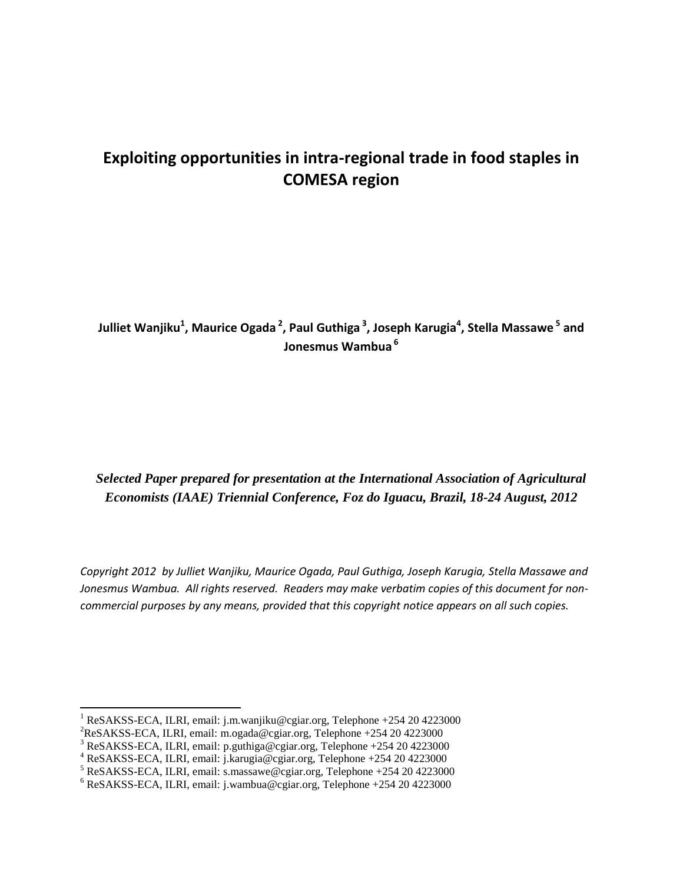# Exploiting opportunities in intra-regional trade in food staples in COMESA region

**Julliet Wanjiku[1], Maurice Ogada[2], Paul Guthiga[3], Joseph Karugia[4], Stella Massawe[5] and Jonesmus Wambua[6]**

***Selected Paper prepared for presentation at the International Association of Agricultural Economists (IAAE) Triennial Conference, Foz do Iguacu, Brazil, 18-24 August, 2012***

*Copyright 2012 by Julliet Wanjiku, Maurice Ogada, Paul Guthiga, Joseph Karugia, Stella Massawe and Jonesmus Wambua. All rights reserved. Readers may make verbatim copies of this document for non-commercial purposes by any means, provided that this copyright notice appears on all such copies.*

---

[1] ReSAKSS-ECA, ILRI, email: j.m.wanjiku@cgiar.org, Telephone +254 20 4223000

[2] ReSAKSS-ECA, ILRI, email: m.ogada@cgiar.org, Telephone +254 20 4223000

[3] ReSAKSS-ECA, ILRI, email: p.guthiga@cgiar.org, Telephone +254 20 4223000

[4] ReSAKSS-ECA, ILRI, email: j.karugia@cgiar.org, Telephone +254 20 4223000

[5] ReSAKSS-ECA, ILRI, email: s.massawe@cgiar.org, Telephone +254 20 4223000

[6] ReSAKSS-ECA, ILRI, email: j.wambua@cgiar.org, Telephone +254 20 4223000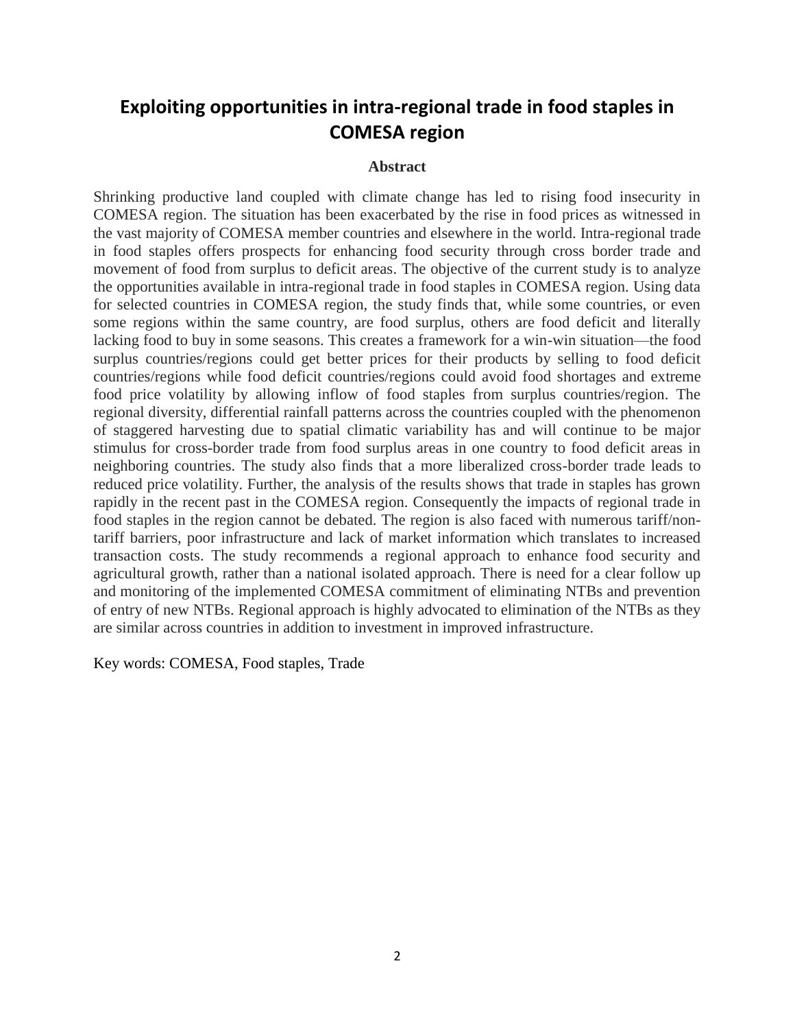# Exploiting opportunities in intra-regional trade in food staples in COMESA region

## Abstract

Shrinking productive land coupled with climate change has led to rising food insecurity in COMESA region. The situation has been exacerbated by the rise in food prices as witnessed in the vast majority of COMESA member countries and elsewhere in the world. Intra-regional trade in food staples offers prospects for enhancing food security through cross border trade and movement of food from surplus to deficit areas. The objective of the current study is to analyze the opportunities available in intra-regional trade in food staples in COMESA region. Using data for selected countries in COMESA region, the study finds that, while some countries, or even some regions within the same country, are food surplus, others are food deficit and literally lacking food to buy in some seasons. This creates a framework for a win-win situation—the food surplus countries/regions could get better prices for their products by selling to food deficit countries/regions while food deficit countries/regions could avoid food shortages and extreme food price volatility by allowing inflow of food staples from surplus countries/region. The regional diversity, differential rainfall patterns across the countries coupled with the phenomenon of staggered harvesting due to spatial climatic variability has and will continue to be major stimulus for cross-border trade from food surplus areas in one country to food deficit areas in neighboring countries. The study also finds that a more liberalized cross-border trade leads to reduced price volatility. Further, the analysis of the results shows that trade in staples has grown rapidly in the recent past in the COMESA region. Consequently the impacts of regional trade in food staples in the region cannot be debated. The region is also faced with numerous tariff/non-tariff barriers, poor infrastructure and lack of market information which translates to increased transaction costs. The study recommends a regional approach to enhance food security and agricultural growth, rather than a national isolated approach. There is need for a clear follow up and monitoring of the implemented COMESA commitment of eliminating NTBs and prevention of entry of new NTBs. Regional approach is highly advocated to elimination of the NTBs as they are similar across countries in addition to investment in improved infrastructure.

Key words: COMESA, Food staples, Trade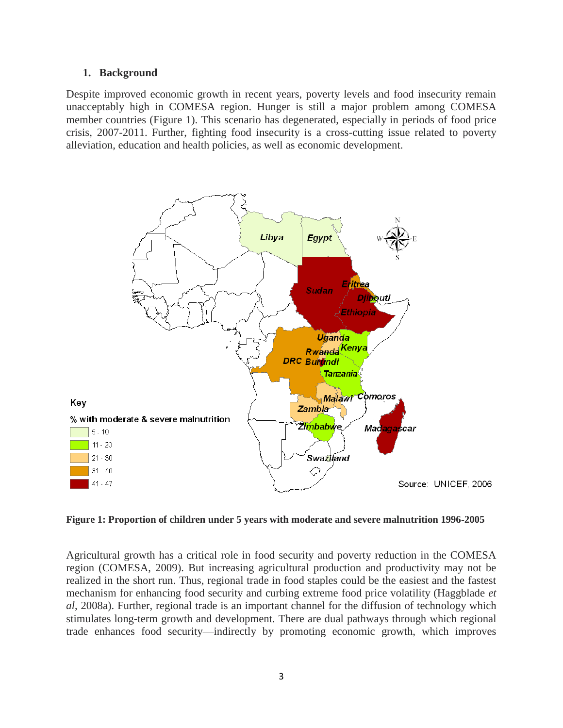## 1. Background

Despite improved economic growth in recent years, poverty levels and food insecurity remain unacceptably high in COMESA region. Hunger is still a major problem among COMESA member countries (Figure 1). This scenario has degenerated, especially in periods of food price crisis, 2007-2011. Further, fighting food insecurity is a cross-cutting issue related to poverty alleviation, education and health policies, as well as economic development.

**Figure 1: Proportion of children under 5 years with moderate and severe malnutrition 1996-2005**

Agricultural growth has a critical role in food security and poverty reduction in the COMESA region (COMESA, 2009). But increasing agricultural production and productivity may not be realized in the short run. Thus, regional trade in food staples could be the easiest and the fastest mechanism for enhancing food security and curbing extreme food price volatility (Haggblade *et al*, 2008a). Further, regional trade is an important channel for the diffusion of technology which stimulates long-term growth and development. There are dual pathways through which regional trade enhances food security—indirectly by promoting economic growth, which improves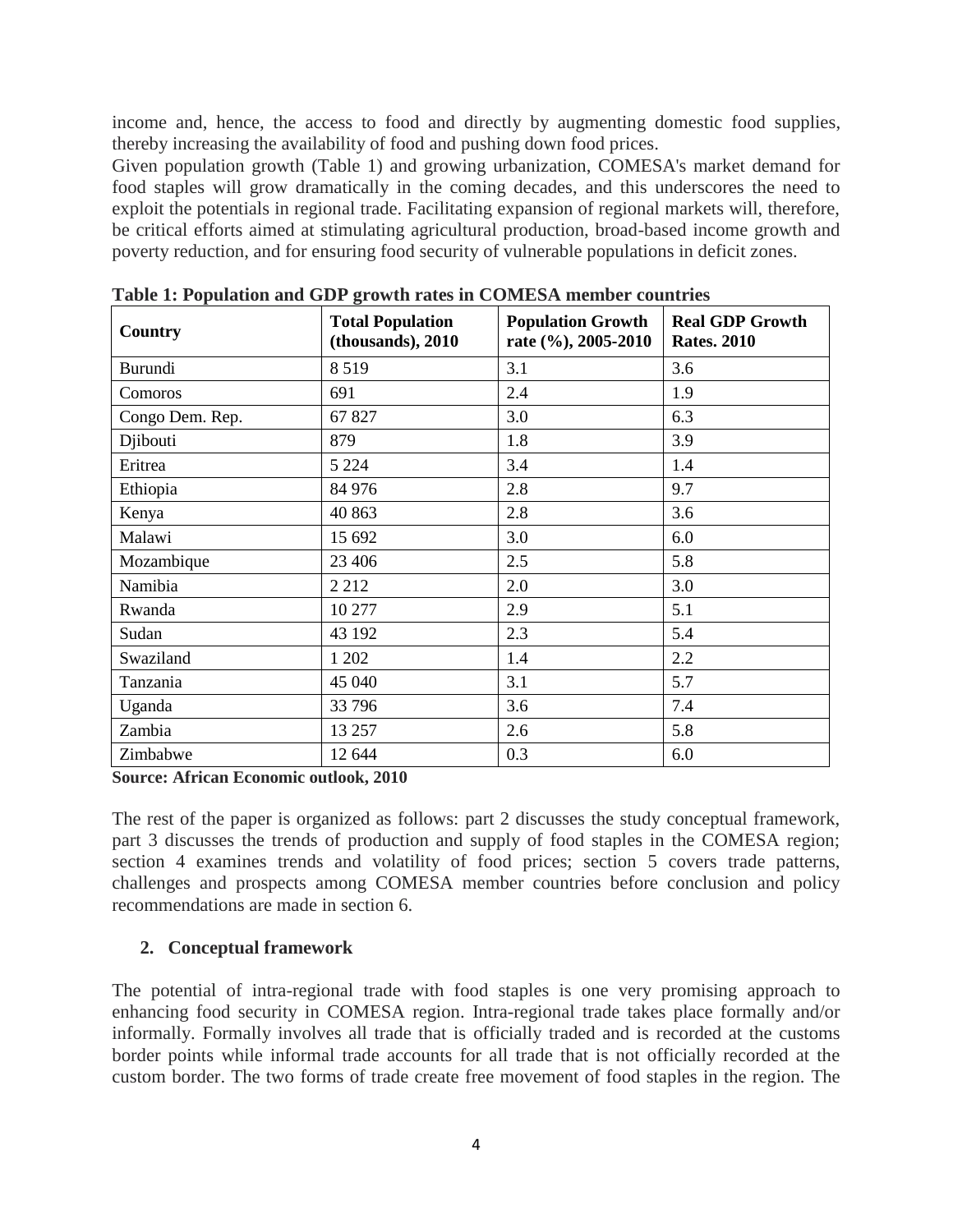income and, hence, the access to food and directly by augmenting domestic food supplies, thereby increasing the availability of food and pushing down food prices.

Given population growth (Table 1) and growing urbanization, COMESA's market demand for food staples will grow dramatically in the coming decades, and this underscores the need to exploit the potentials in regional trade. Facilitating expansion of regional markets will, therefore, be critical efforts aimed at stimulating agricultural production, broad-based income growth and poverty reduction, and for ensuring food security of vulnerable populations in deficit zones.

**Table 1: Population and GDP growth rates in COMESA member countries**

| Country | Total Population (thousands), 2010 | Population Growth rate (%), 2005-2010 | Real GDP Growth Rates. 2010 |
|---|---|---|---|
| Burundi | 8 519 | 3.1 | 3.6 |
| Comoros | 691 | 2.4 | 1.9 |
| Congo Dem. Rep. | 67 827 | 3.0 | 6.3 |
| Djibouti | 879 | 1.8 | 3.9 |
| Eritrea | 5 224 | 3.4 | 1.4 |
| Ethiopia | 84 976 | 2.8 | 9.7 |
| Kenya | 40 863 | 2.8 | 3.6 |
| Malawi | 15 692 | 3.0 | 6.0 |
| Mozambique | 23 406 | 2.5 | 5.8 |
| Namibia | 2 212 | 2.0 | 3.0 |
| Rwanda | 10 277 | 2.9 | 5.1 |
| Sudan | 43 192 | 2.3 | 5.4 |
| Swaziland | 1 202 | 1.4 | 2.2 |
| Tanzania | 45 040 | 3.1 | 5.7 |
| Uganda | 33 796 | 3.6 | 7.4 |
| Zambia | 13 257 | 2.6 | 5.8 |
| Zimbabwe | 12 644 | 0.3 | 6.0 |

**Source: African Economic outlook, 2010**

The rest of the paper is organized as follows: part 2 discusses the study conceptual framework, part 3 discusses the trends of production and supply of food staples in the COMESA region; section 4 examines trends and volatility of food prices; section 5 covers trade patterns, challenges and prospects among COMESA member countries before conclusion and policy recommendations are made in section 6.

## 2. Conceptual framework

The potential of intra-regional trade with food staples is one very promising approach to enhancing food security in COMESA region. Intra-regional trade takes place formally and/or informally. Formally involves all trade that is officially traded and is recorded at the customs border points while informal trade accounts for all trade that is not officially recorded at the custom border. The two forms of trade create free movement of food staples in the region. The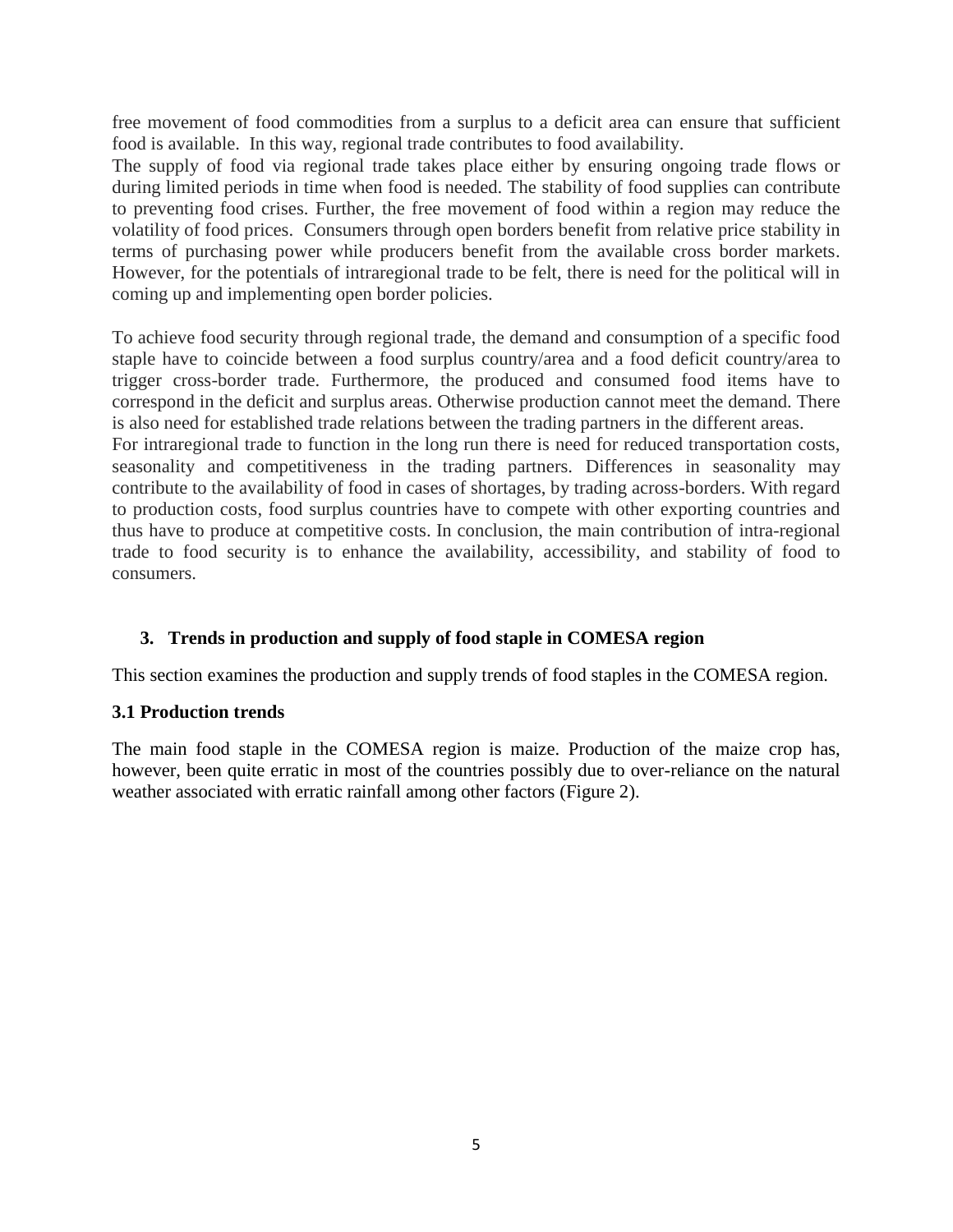free movement of food commodities from a surplus to a deficit area can ensure that sufficient food is available. In this way, regional trade contributes to food availability.

The supply of food via regional trade takes place either by ensuring ongoing trade flows or during limited periods in time when food is needed. The stability of food supplies can contribute to preventing food crises. Further, the free movement of food within a region may reduce the volatility of food prices. Consumers through open borders benefit from relative price stability in terms of purchasing power while producers benefit from the available cross border markets. However, for the potentials of intraregional trade to be felt, there is need for the political will in coming up and implementing open border policies.

To achieve food security through regional trade, the demand and consumption of a specific food staple have to coincide between a food surplus country/area and a food deficit country/area to trigger cross-border trade. Furthermore, the produced and consumed food items have to correspond in the deficit and surplus areas. Otherwise production cannot meet the demand. There is also need for established trade relations between the trading partners in the different areas.

For intraregional trade to function in the long run there is need for reduced transportation costs, seasonality and competitiveness in the trading partners. Differences in seasonality may contribute to the availability of food in cases of shortages, by trading across-borders. With regard to production costs, food surplus countries have to compete with other exporting countries and thus have to produce at competitive costs. In conclusion, the main contribution of intra-regional trade to food security is to enhance the availability, accessibility, and stability of food to consumers.

## 3. Trends in production and supply of food staple in COMESA region

This section examines the production and supply trends of food staples in the COMESA region.

### 3.1 Production trends

The main food staple in the COMESA region is maize. Production of the maize crop has, however, been quite erratic in most of the countries possibly due to over-reliance on the natural weather associated with erratic rainfall among other factors (Figure 2).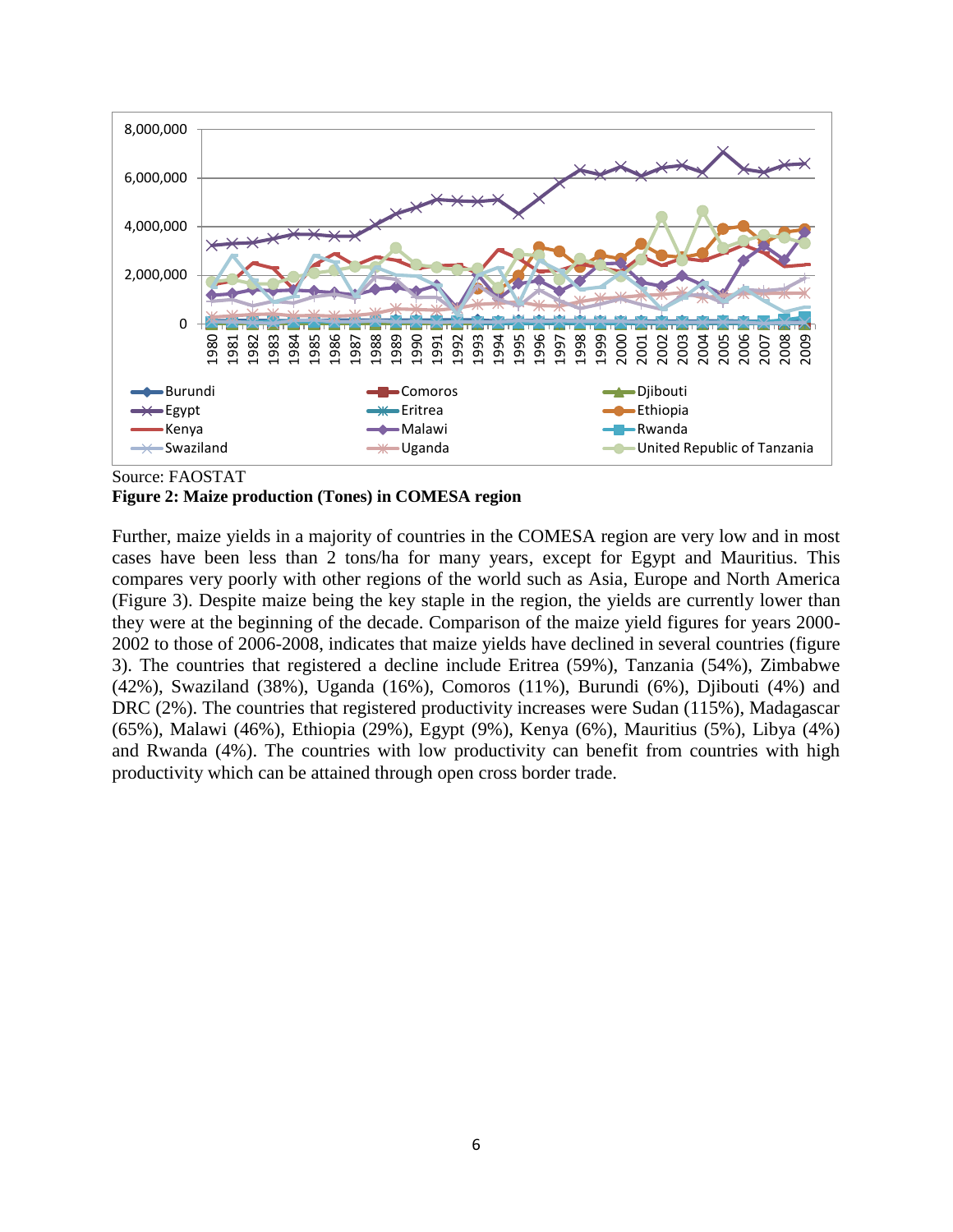Source: FAOSTAT

**Figure 2: Maize production (Tones) in COMESA region**

Further, maize yields in a majority of countries in the COMESA region are very low and in most cases have been less than 2 tons/ha for many years, except for Egypt and Mauritius. This compares very poorly with other regions of the world such as Asia, Europe and North America (Figure 3). Despite maize being the key staple in the region, the yields are currently lower than they were at the beginning of the decade. Comparison of the maize yield figures for years 2000-2002 to those of 2006-2008, indicates that maize yields have declined in several countries (figure 3). The countries that registered a decline include Eritrea (59%), Tanzania (54%), Zimbabwe (42%), Swaziland (38%), Uganda (16%), Comoros (11%), Burundi (6%), Djibouti (4%) and DRC (2%). The countries that registered productivity increases were Sudan (115%), Madagascar (65%), Malawi (46%), Ethiopia (29%), Egypt (9%), Kenya (6%), Mauritius (5%), Libya (4%) and Rwanda (4%). The countries with low productivity can benefit from countries with high productivity which can be attained through open cross border trade.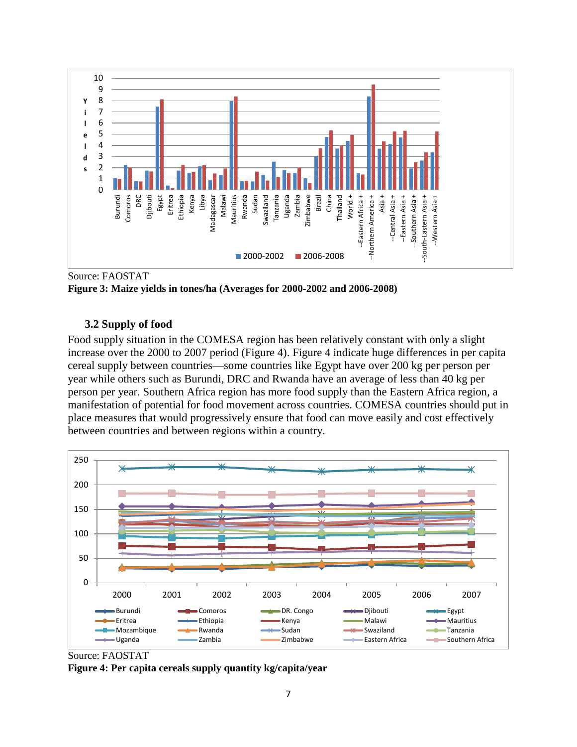Source: FAOSTAT

**Figure 3: Maize yields in tones/ha (Averages for 2000-2002 and 2006-2008)**

### 3.2 Supply of food

Food supply situation in the COMESA region has been relatively constant with only a slight increase over the 2000 to 2007 period (Figure 4). Figure 4 indicate huge differences in per capita cereal supply between countries—some countries like Egypt have over 200 kg per person per year while others such as Burundi, DRC and Rwanda have an average of less than 40 kg per person per year. Southern Africa region has more food supply than the Eastern Africa region, a manifestation of potential for food movement across countries. COMESA countries should put in place measures that would progressively ensure that food can move easily and cost effectively between countries and between regions within a country.

Source: FAOSTAT

**Figure 4: Per capita cereals supply quantity kg/capita/year**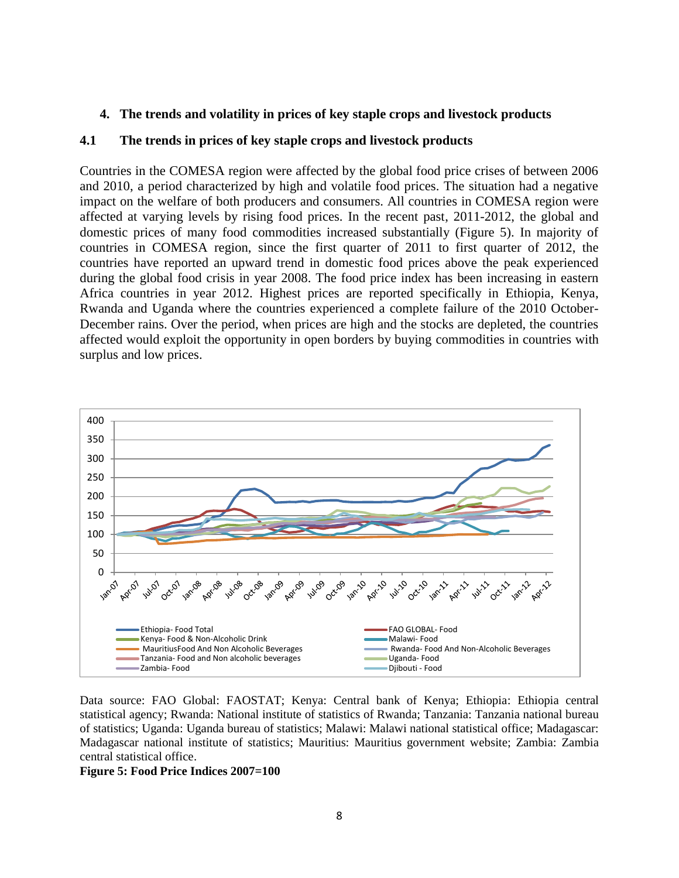## 4. The trends and volatility in prices of key staple crops and livestock products

### 4.1 The trends in prices of key staple crops and livestock products

Countries in the COMESA region were affected by the global food price crises of between 2006 and 2010, a period characterized by high and volatile food prices. The situation had a negative impact on the welfare of both producers and consumers. All countries in COMESA region were affected at varying levels by rising food prices. In the recent past, 2011-2012, the global and domestic prices of many food commodities increased substantially (Figure 5). In majority of countries in COMESA region, since the first quarter of 2011 to first quarter of 2012, the countries have reported an upward trend in domestic food prices above the peak experienced during the global food crisis in year 2008. The food price index has been increasing in eastern Africa countries in year 2012. Highest prices are reported specifically in Ethiopia, Kenya, Rwanda and Uganda where the countries experienced a complete failure of the 2010 October-December rains. Over the period, when prices are high and the stocks are depleted, the countries affected would exploit the opportunity in open borders by buying commodities in countries with surplus and low prices.

Data source: FAO Global: FAOSTAT; Kenya: Central bank of Kenya; Ethiopia: Ethiopia central statistical agency; Rwanda: National institute of statistics of Rwanda; Tanzania: Tanzania national bureau of statistics; Uganda: Uganda bureau of statistics; Malawi: Malawi national statistical office; Madagascar: Madagascar national institute of statistics; Mauritius: Mauritius government website; Zambia: Zambia central statistical office.

**Figure 5: Food Price Indices 2007=100**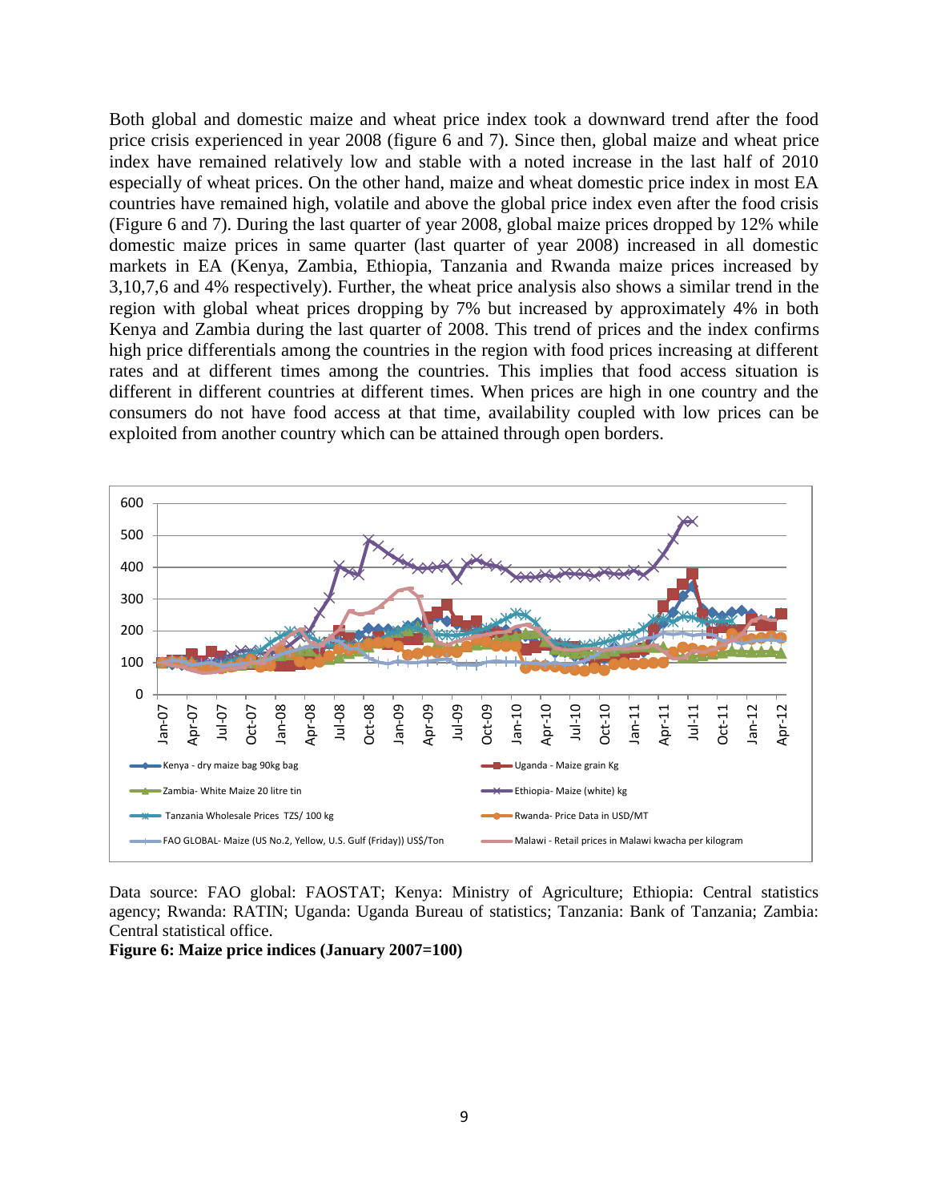Both global and domestic maize and wheat price index took a downward trend after the food price crisis experienced in year 2008 (figure 6 and 7). Since then, global maize and wheat price index have remained relatively low and stable with a noted increase in the last half of 2010 especially of wheat prices. On the other hand, maize and wheat domestic price index in most EA countries have remained high, volatile and above the global price index even after the food crisis (Figure 6 and 7). During the last quarter of year 2008, global maize prices dropped by 12% while domestic maize prices in same quarter (last quarter of year 2008) increased in all domestic markets in EA (Kenya, Zambia, Ethiopia, Tanzania and Rwanda maize prices increased by 3,10,7,6 and 4% respectively). Further, the wheat price analysis also shows a similar trend in the region with global wheat prices dropping by 7% but increased by approximately 4% in both Kenya and Zambia during the last quarter of 2008. This trend of prices and the index confirms high price differentials among the countries in the region with food prices increasing at different rates and at different times among the countries. This implies that food access situation is different in different countries at different times. When prices are high in one country and the consumers do not have food access at that time, availability coupled with low prices can be exploited from another country which can be attained through open borders.

Data source: FAO global: FAOSTAT; Kenya: Ministry of Agriculture; Ethiopia: Central statistics agency; Rwanda: RATIN; Uganda: Uganda Bureau of statistics; Tanzania: Bank of Tanzania; Zambia: Central statistical office.

**Figure 6: Maize price indices (January 2007=100)**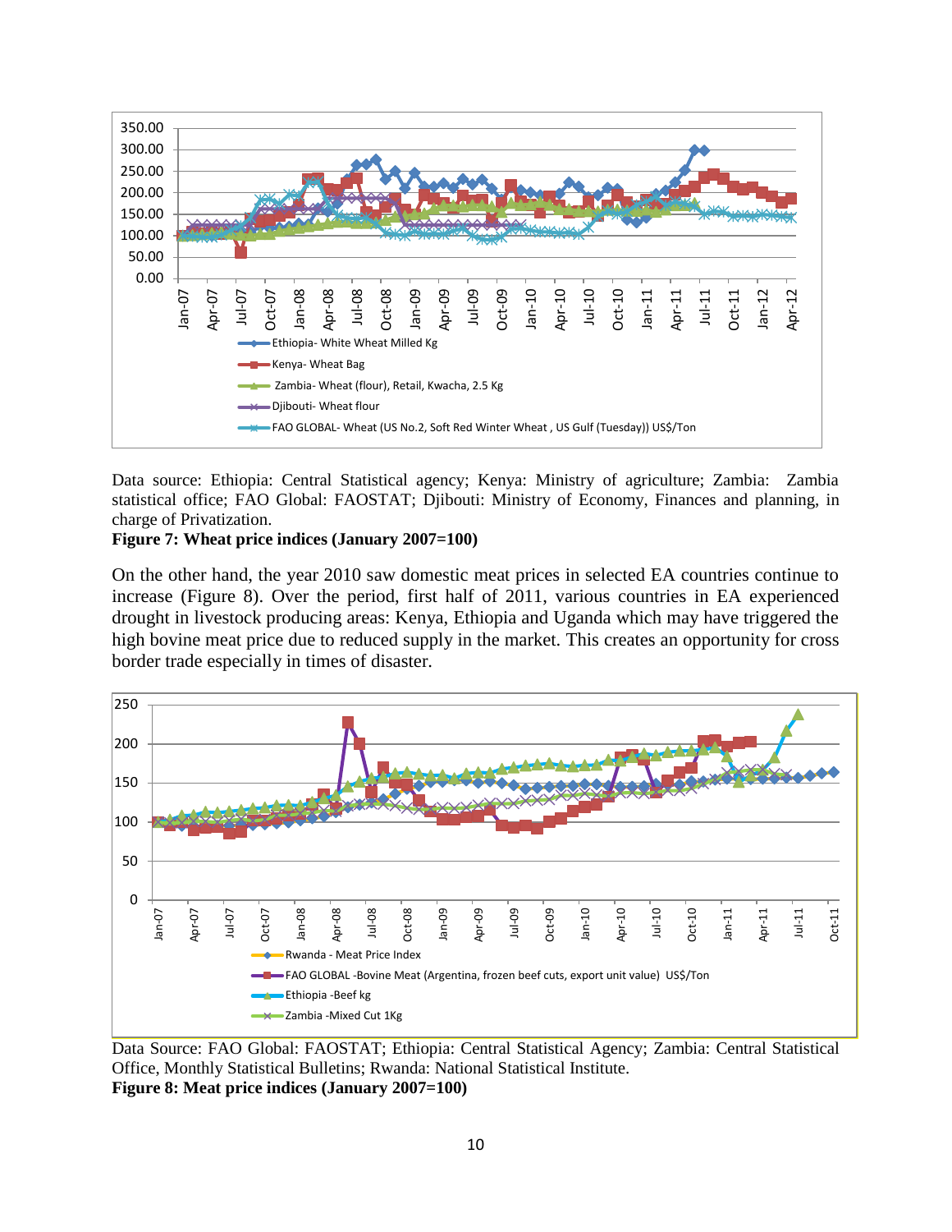Data source: Ethiopia: Central Statistical agency; Kenya: Ministry of agriculture; Zambia: Zambia statistical office; FAO Global: FAOSTAT; Djibouti: Ministry of Economy, Finances and planning, in charge of Privatization.

**Figure 7: Wheat price indices (January 2007=100)**

On the other hand, the year 2010 saw domestic meat prices in selected EA countries continue to increase (Figure 8). Over the period, first half of 2011, various countries in EA experienced drought in livestock producing areas: Kenya, Ethiopia and Uganda which may have triggered the high bovine meat price due to reduced supply in the market. This creates an opportunity for cross border trade especially in times of disaster.

Data Source: FAO Global: FAOSTAT; Ethiopia: Central Statistical Agency; Zambia: Central Statistical Office, Monthly Statistical Bulletins; Rwanda: National Statistical Institute.

**Figure 8: Meat price indices (January 2007=100)**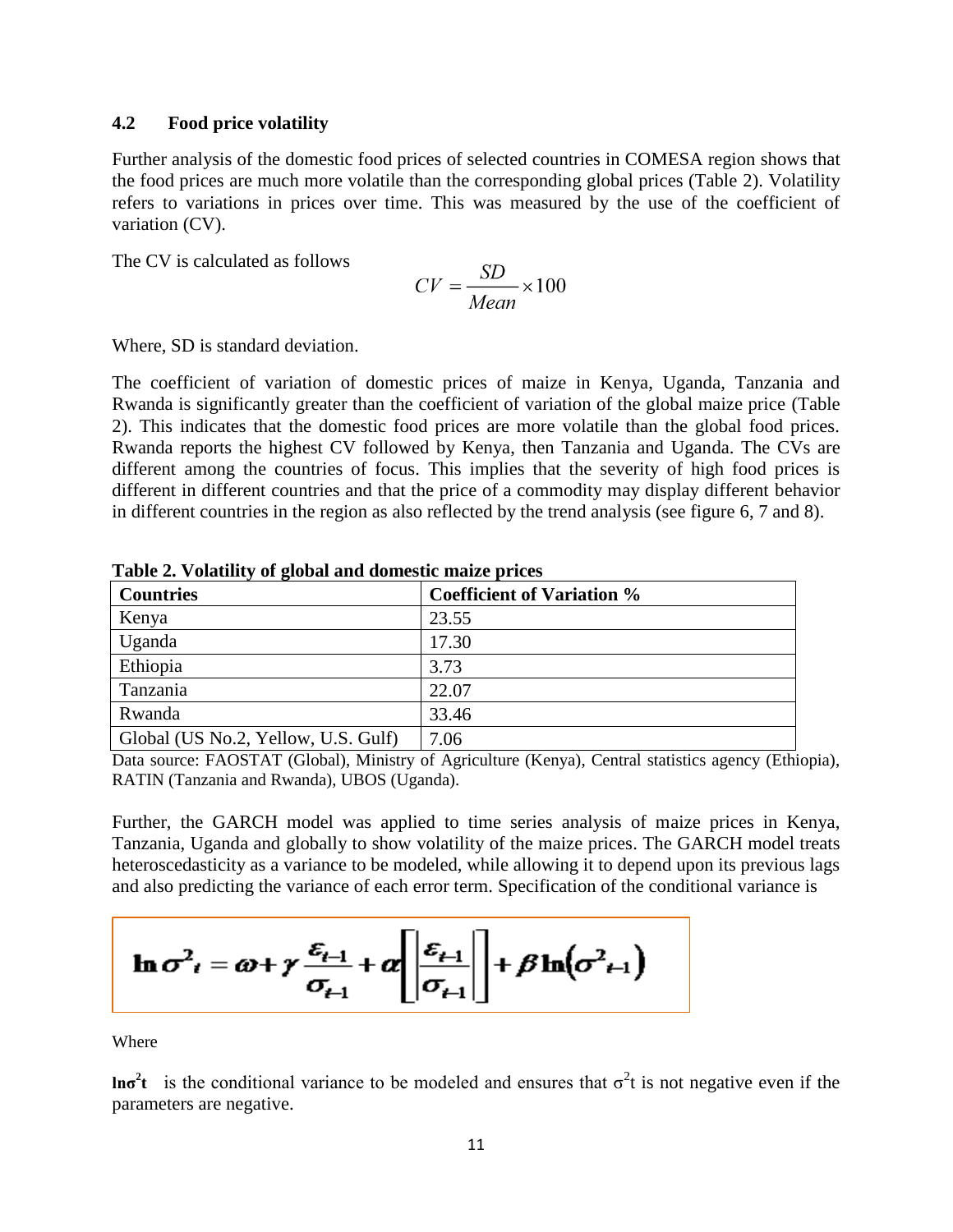## 4.2 Food price volatility

Further analysis of the domestic food prices of selected countries in COMESA region shows that the food prices are much more volatile than the corresponding global prices (Table 2). Volatility refers to variations in prices over time. This was measured by the use of the coefficient of variation (CV).

The CV is calculated as follows

$$CV = \frac{SD}{Mean} \times 100$$

Where, SD is standard deviation.

The coefficient of variation of domestic prices of maize in Kenya, Uganda, Tanzania and Rwanda is significantly greater than the coefficient of variation of the global maize price (Table 2). This indicates that the domestic food prices are more volatile than the global food prices. Rwanda reports the highest CV followed by Kenya, then Tanzania and Uganda. The CVs are different among the countries of focus. This implies that the severity of high food prices is different in different countries and that the price of a commodity may display different behavior in different countries in the region as also reflected by the trend analysis (see figure 6, 7 and 8).

**Table 2. Volatility of global and domestic maize prices**

| Countries | Coefficient of Variation % |
|---|---|
| Kenya | 23.55 |
| Uganda | 17.30 |
| Ethiopia | 3.73 |
| Tanzania | 22.07 |
| Rwanda | 33.46 |
| Global (US No.2, Yellow, U.S. Gulf) | 7.06 |

Data source: FAOSTAT (Global), Ministry of Agriculture (Kenya), Central statistics agency (Ethiopia), RATIN (Tanzania and Rwanda), UBOS (Uganda).

Further, the GARCH model was applied to time series analysis of maize prices in Kenya, Tanzania, Uganda and globally to show volatility of the maize prices. The GARCH model treats heteroscedasticity as a variance to be modeled, while allowing it to depend upon its previous lags and also predicting the variance of each error term. Specification of the conditional variance is

$$\ln \sigma^2_t = \omega + \gamma \frac{\varepsilon_{t-1}}{\sigma_{t-1}} + \alpha \left[ \left| \frac{\varepsilon_{t-1}}{\sigma_{t-1}} \right| \right] + \beta \ln\left(\sigma^2_{t-1}\right)$$

Where

**$\ln\sigma^2 t$** is the conditional variance to be modeled and ensures that $\sigma^2 t$ is not negative even if the parameters are negative.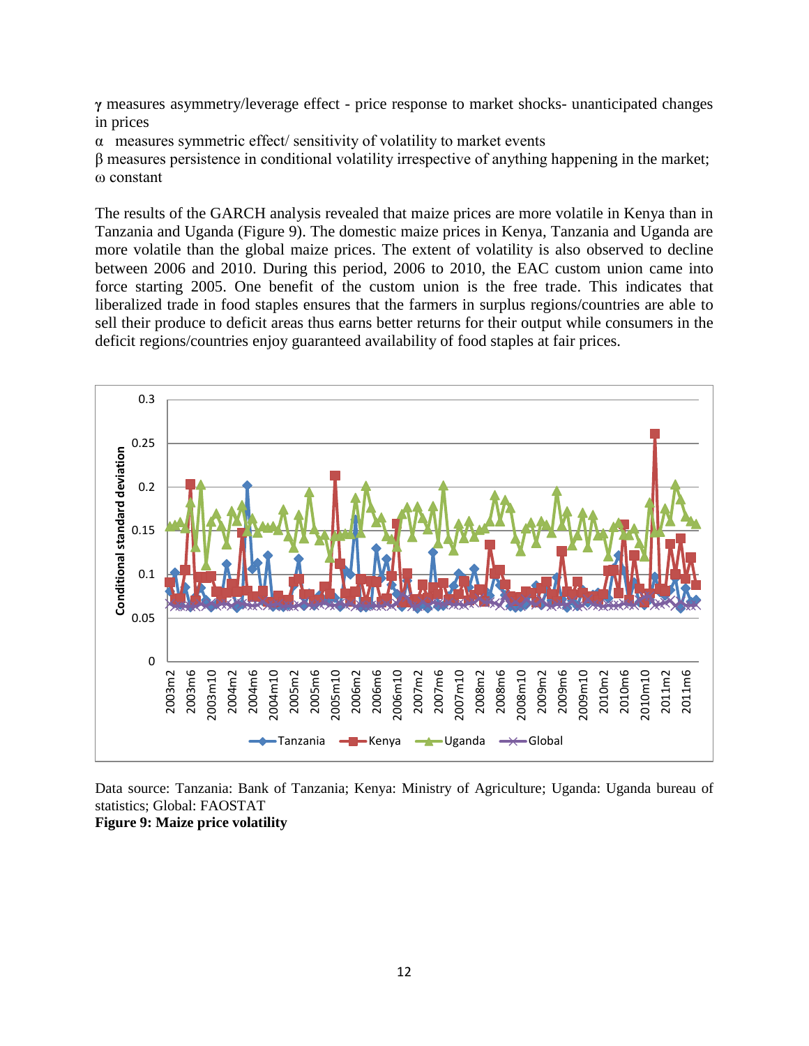$\gamma$ measures asymmetry/leverage effect - price response to market shocks- unanticipated changes in prices

$\alpha$ measures symmetric effect/ sensitivity of volatility to market events

$\beta$ measures persistence in conditional volatility irrespective of anything happening in the market;

$\omega$ constant

The results of the GARCH analysis revealed that maize prices are more volatile in Kenya than in Tanzania and Uganda (Figure 9). The domestic maize prices in Kenya, Tanzania and Uganda are more volatile than the global maize prices. The extent of volatility is also observed to decline between 2006 and 2010. During this period, 2006 to 2010, the EAC custom union came into force starting 2005. One benefit of the custom union is the free trade. This indicates that liberalized trade in food staples ensures that the farmers in surplus regions/countries are able to sell their produce to deficit areas thus earns better returns for their output while consumers in the deficit regions/countries enjoy guaranteed availability of food staples at fair prices.

Data source: Tanzania: Bank of Tanzania; Kenya: Ministry of Agriculture; Uganda: Uganda bureau of statistics; Global: FAOSTAT

**Figure 9: Maize price volatility**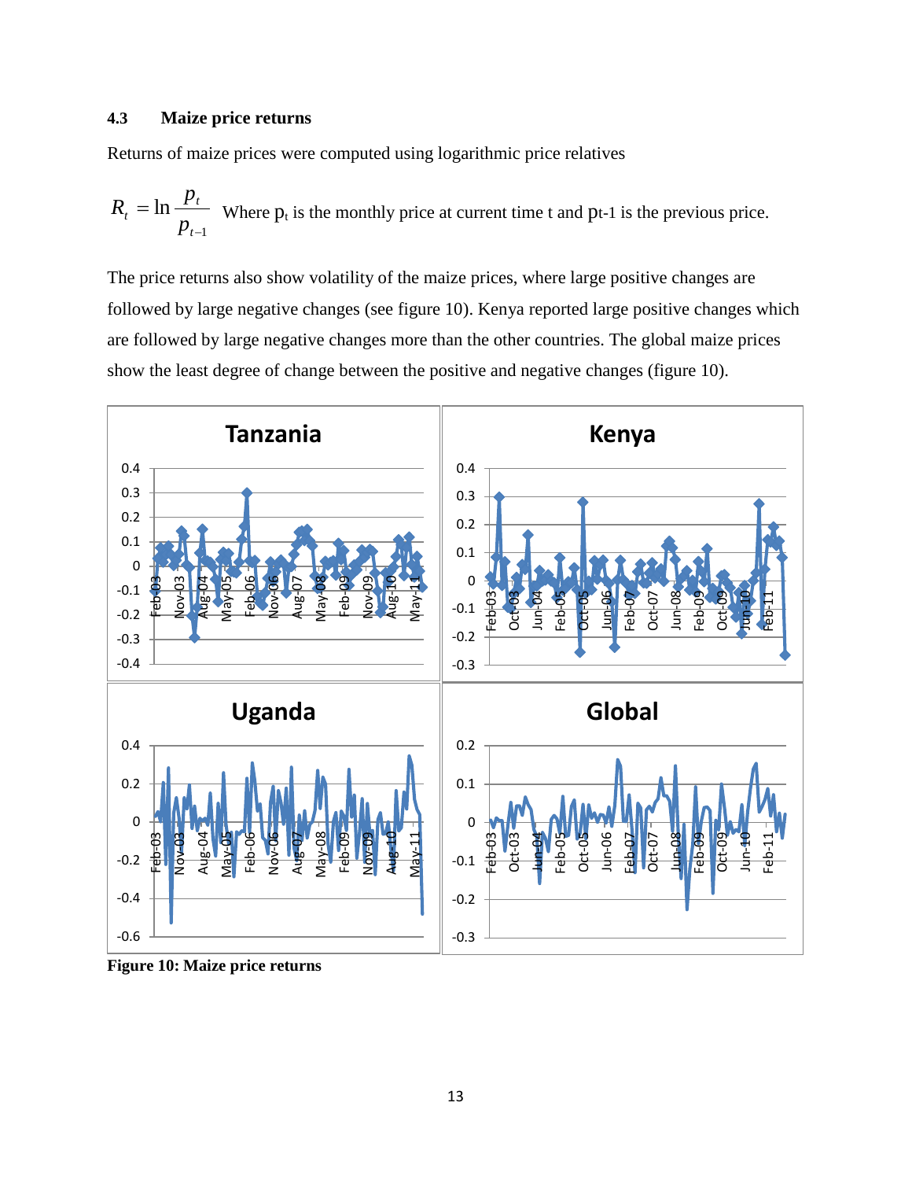### 4.3 Maize price returns

Returns of maize prices were computed using logarithmic price relatives

$$R_t = \ln \frac{p_t}{p_{t-1}}$$ Where $p_t$ is the monthly price at current time t and $p_{t-1}$ is the previous price.

The price returns also show volatility of the maize prices, where large positive changes are followed by large negative changes (see figure 10). Kenya reported large positive changes which are followed by large negative changes more than the other countries. The global maize prices show the least degree of change between the positive and negative changes (figure 10).

**Figure 10: Maize price returns**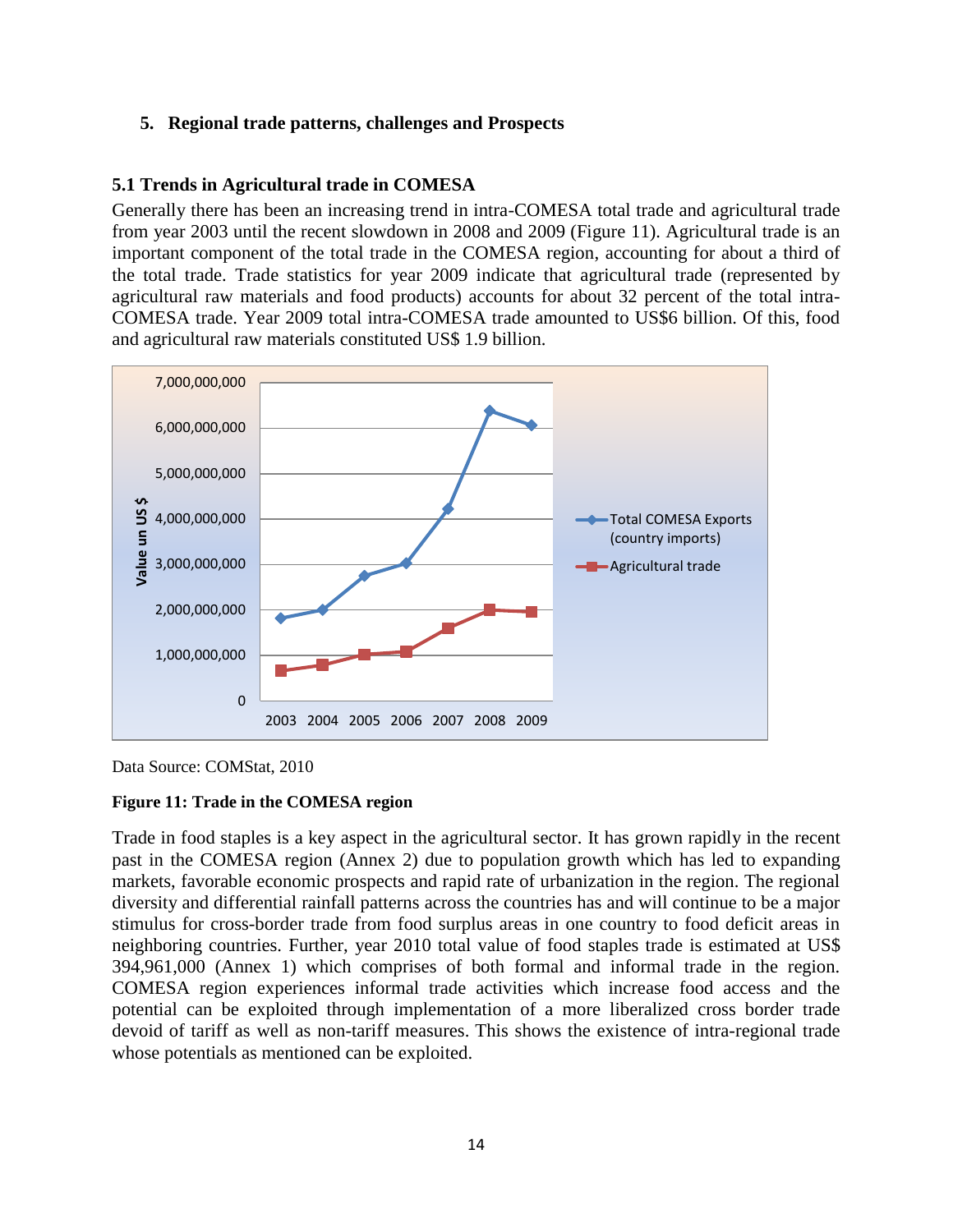## 5. Regional trade patterns, challenges and Prospects

### 5.1 Trends in Agricultural trade in COMESA

Generally there has been an increasing trend in intra-COMESA total trade and agricultural trade from year 2003 until the recent slowdown in 2008 and 2009 (Figure 11). Agricultural trade is an important component of the total trade in the COMESA region, accounting for about a third of the total trade. Trade statistics for year 2009 indicate that agricultural trade (represented by agricultural raw materials and food products) accounts for about 32 percent of the total intra-COMESA trade. Year 2009 total intra-COMESA trade amounted to US$6 billion. Of this, food and agricultural raw materials constituted US$ 1.9 billion.

Data Source: COMStat, 2010

**Figure 11: Trade in the COMESA region**

Trade in food staples is a key aspect in the agricultural sector. It has grown rapidly in the recent past in the COMESA region (Annex 2) due to population growth which has led to expanding markets, favorable economic prospects and rapid rate of urbanization in the region. The regional diversity and differential rainfall patterns across the countries has and will continue to be a major stimulus for cross-border trade from food surplus areas in one country to food deficit areas in neighboring countries. Further, year 2010 total value of food staples trade is estimated at US$ 394,961,000 (Annex 1) which comprises of both formal and informal trade in the region. COMESA region experiences informal trade activities which increase food access and the potential can be exploited through implementation of a more liberalized cross border trade devoid of tariff as well as non-tariff measures. This shows the existence of intra-regional trade whose potentials as mentioned can be exploited.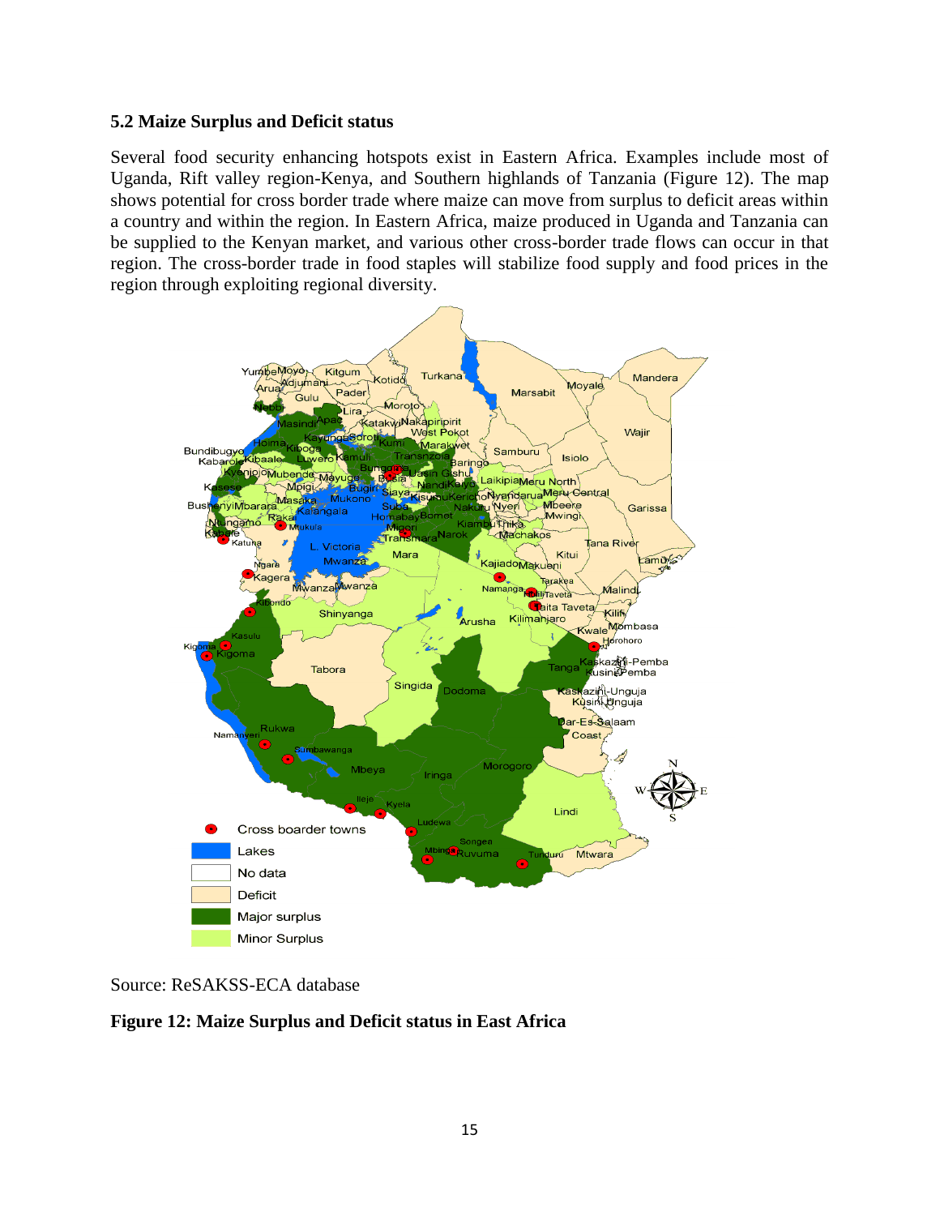## 5.2 Maize Surplus and Deficit status

Several food security enhancing hotspots exist in Eastern Africa. Examples include most of Uganda, Rift valley region-Kenya, and Southern highlands of Tanzania (Figure 12). The map shows potential for cross border trade where maize can move from surplus to deficit areas within a country and within the region. In Eastern Africa, maize produced in Uganda and Tanzania can be supplied to the Kenyan market, and various other cross-border trade flows can occur in that region. The cross-border trade in food staples will stabilize food supply and food prices in the region through exploiting regional diversity.

Source: ReSAKSS-ECA database

**Figure 12: Maize Surplus and Deficit status in East Africa**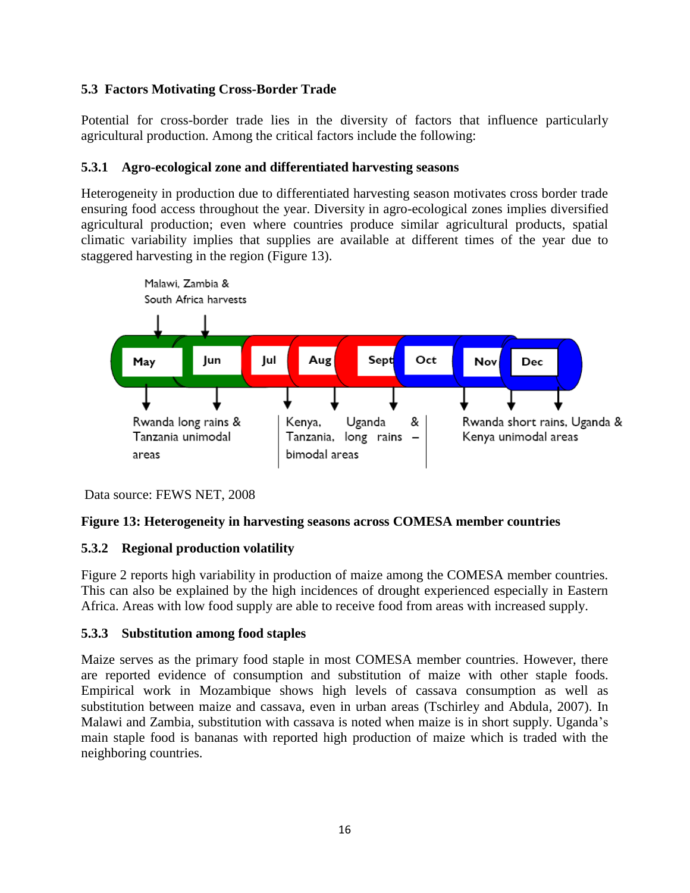### 5.3 Factors Motivating Cross-Border Trade

Potential for cross-border trade lies in the diversity of factors that influence particularly agricultural production. Among the critical factors include the following:

#### 5.3.1 Agro-ecological zone and differentiated harvesting seasons

Heterogeneity in production due to differentiated harvesting season motivates cross border trade ensuring food access throughout the year. Diversity in agro-ecological zones implies diversified agricultural production; even where countries produce similar agricultural products, spatial climatic variability implies that supplies are available at different times of the year due to staggered harvesting in the region (Figure 13).

Malawi, Zambia & South Africa harvests

May | Jun | Jul | Aug | Sept | Oct | Nov | Dec

Rwanda long rains & Tanzania unimodal areas

Kenya, Uganda & Tanzania, long rains – bimodal areas

Rwanda short rains, Uganda & Kenya unimodal areas

Data source: FEWS NET, 2008

**Figure 13: Heterogeneity in harvesting seasons across COMESA member countries**

#### 5.3.2 Regional production volatility

Figure 2 reports high variability in production of maize among the COMESA member countries. This can also be explained by the high incidences of drought experienced especially in Eastern Africa. Areas with low food supply are able to receive food from areas with increased supply.

#### 5.3.3 Substitution among food staples

Maize serves as the primary food staple in most COMESA member countries. However, there are reported evidence of consumption and substitution of maize with other staple foods. Empirical work in Mozambique shows high levels of cassava consumption as well as substitution between maize and cassava, even in urban areas (Tschirley and Abdula, 2007). In Malawi and Zambia, substitution with cassava is noted when maize is in short supply. Uganda's main staple food is bananas with reported high production of maize which is traded with the neighboring countries.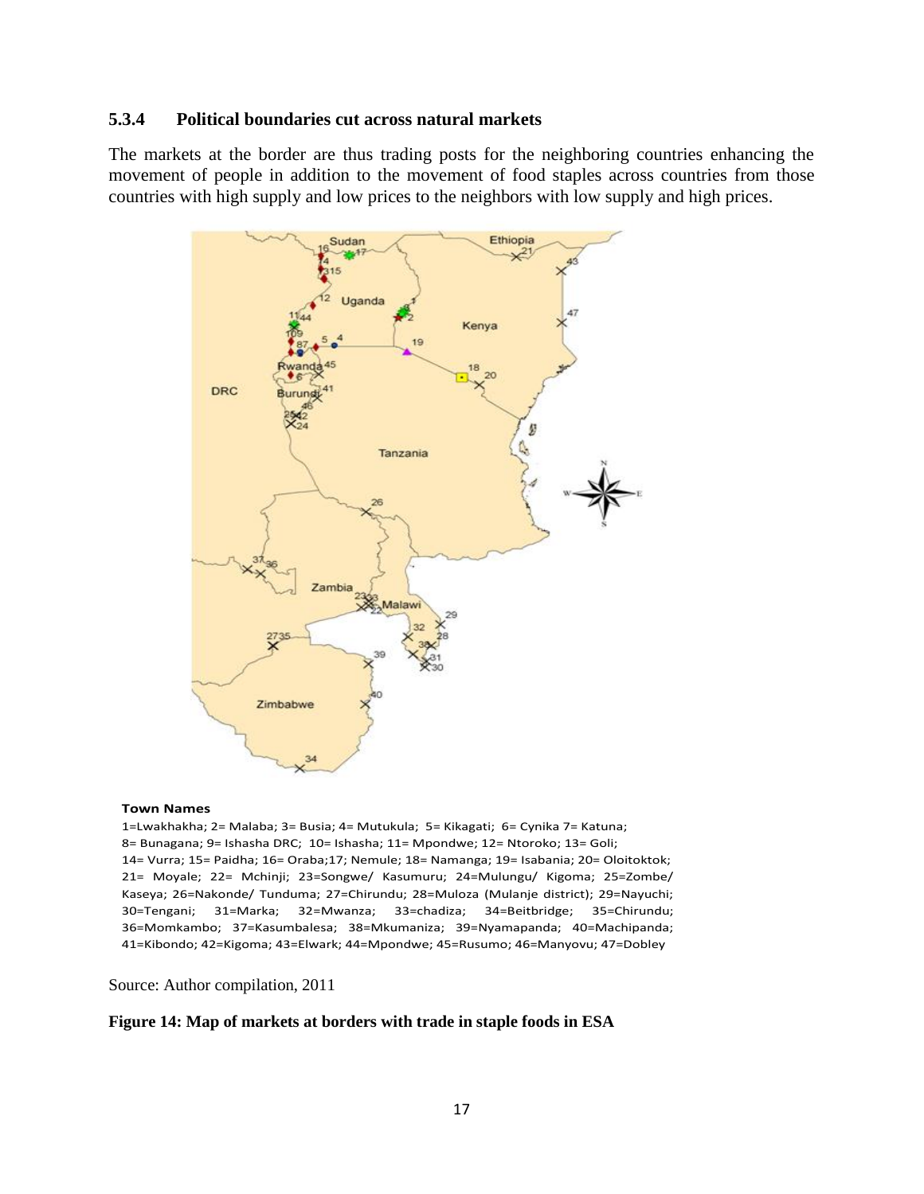### 5.3.4 Political boundaries cut across natural markets

The markets at the border are thus trading posts for the neighboring countries enhancing the movement of people in addition to the movement of food staples across countries from those countries with high supply and low prices to the neighbors with low supply and high prices.

**Town Names**

1=Lwakhakha; 2= Malaba; 3= Busia; 4= Mutukula; 5= Kikagati; 6= Cynika 7= Katuna; 8= Bunagana; 9= Ishasha DRC; 10= Ishasha; 11= Mpondwe; 12= Ntoroko; 13= Goli; 14= Vurra; 15= Paidha; 16= Oraba;17; Nemule; 18= Namanga; 19= Isabania; 20= Oloitoktok; 21= Moyale; 22= Mchinji; 23=Songwe/ Kasumuru; 24=Mulungu/ Kigoma; 25=Zombe/ Kaseya; 26=Nakonde/ Tunduma; 27=Chirundu; 28=Muloza (Mulanje district); 29=Nayuchi; 30=Tengani; 31=Marka; 32=Mwanza; 33=chadiza; 34=Beitbridge; 35=Chirundu; 36=Momkambo; 37=Kasumbalesa; 38=Mkumaniza; 39=Nyamapanda; 40=Machipanda; 41=Kibondo; 42=Kigoma; 43=Elwark; 44=Mpondwe; 45=Rusumo; 46=Manyovu; 47=Dobley

Source: Author compilation, 2011

**Figure 14: Map of markets at borders with trade in staple foods in ESA**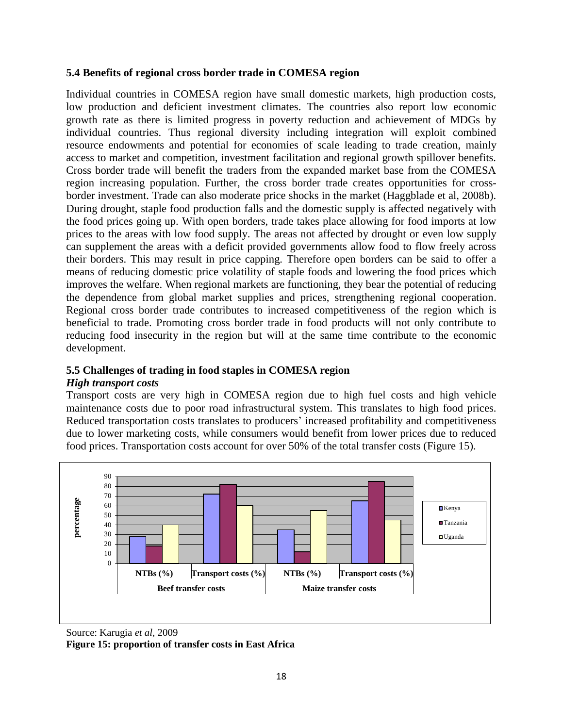### 5.4 Benefits of regional cross border trade in COMESA region

Individual countries in COMESA region have small domestic markets, high production costs, low production and deficient investment climates. The countries also report low economic growth rate as there is limited progress in poverty reduction and achievement of MDGs by individual countries. Thus regional diversity including integration will exploit combined resource endowments and potential for economies of scale leading to trade creation, mainly access to market and competition, investment facilitation and regional growth spillover benefits. Cross border trade will benefit the traders from the expanded market base from the COMESA region increasing population. Further, the cross border trade creates opportunities for cross-border investment. Trade can also moderate price shocks in the market (Haggblade et al, 2008b). During drought, staple food production falls and the domestic supply is affected negatively with the food prices going up. With open borders, trade takes place allowing for food imports at low prices to the areas with low food supply. The areas not affected by drought or even low supply can supplement the areas with a deficit provided governments allow food to flow freely across their borders. This may result in price capping. Therefore open borders can be said to offer a means of reducing domestic price volatility of staple foods and lowering the food prices which improves the welfare. When regional markets are functioning, they bear the potential of reducing the dependence from global market supplies and prices, strengthening regional cooperation. Regional cross border trade contributes to increased competitiveness of the region which is beneficial to trade. Promoting cross border trade in food products will not only contribute to reducing food insecurity in the region but will at the same time contribute to the economic development.

### 5.5 Challenges of trading in food staples in COMESA region

***High transport costs***

Transport costs are very high in COMESA region due to high fuel costs and high vehicle maintenance costs due to poor road infrastructural system. This translates to high food prices. Reduced transportation costs translates to producers' increased profitability and competitiveness due to lower marketing costs, while consumers would benefit from lower prices due to reduced food prices. Transportation costs account for over 50% of the total transfer costs (Figure 15).

Source: Karugia *et al*, 2009

**Figure 15: proportion of transfer costs in East Africa**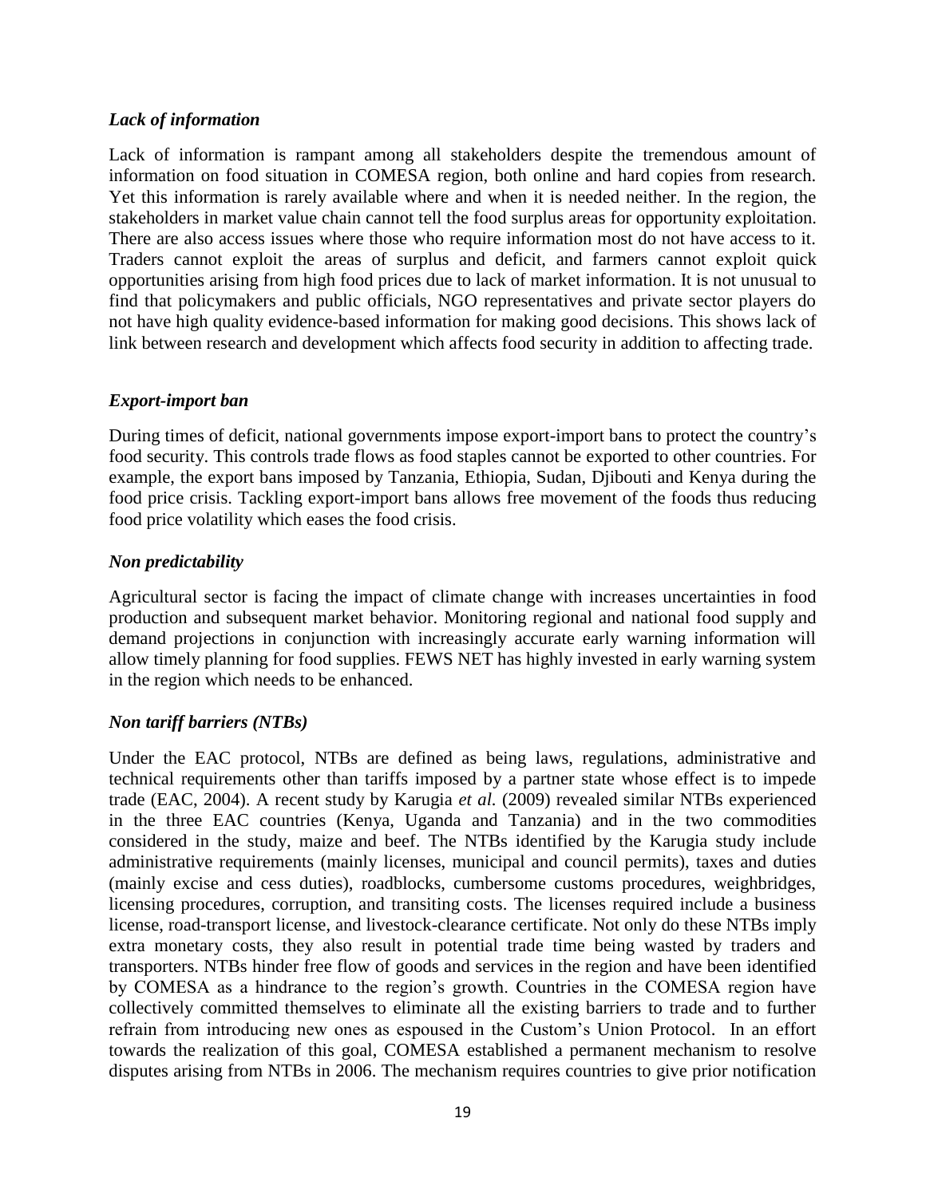*Lack of information*

Lack of information is rampant among all stakeholders despite the tremendous amount of information on food situation in COMESA region, both online and hard copies from research. Yet this information is rarely available where and when it is needed neither. In the region, the stakeholders in market value chain cannot tell the food surplus areas for opportunity exploitation. There are also access issues where those who require information most do not have access to it. Traders cannot exploit the areas of surplus and deficit, and farmers cannot exploit quick opportunities arising from high food prices due to lack of market information. It is not unusual to find that policymakers and public officials, NGO representatives and private sector players do not have high quality evidence-based information for making good decisions. This shows lack of link between research and development which affects food security in addition to affecting trade.

*Export-import ban*

During times of deficit, national governments impose export-import bans to protect the country's food security. This controls trade flows as food staples cannot be exported to other countries. For example, the export bans imposed by Tanzania, Ethiopia, Sudan, Djibouti and Kenya during the food price crisis. Tackling export-import bans allows free movement of the foods thus reducing food price volatility which eases the food crisis.

*Non predictability*

Agricultural sector is facing the impact of climate change with increases uncertainties in food production and subsequent market behavior. Monitoring regional and national food supply and demand projections in conjunction with increasingly accurate early warning information will allow timely planning for food supplies. FEWS NET has highly invested in early warning system in the region which needs to be enhanced.

*Non tariff barriers (NTBs)*

Under the EAC protocol, NTBs are defined as being laws, regulations, administrative and technical requirements other than tariffs imposed by a partner state whose effect is to impede trade (EAC, 2004). A recent study by Karugia *et al.* (2009) revealed similar NTBs experienced in the three EAC countries (Kenya, Uganda and Tanzania) and in the two commodities considered in the study, maize and beef. The NTBs identified by the Karugia study include administrative requirements (mainly licenses, municipal and council permits), taxes and duties (mainly excise and cess duties), roadblocks, cumbersome customs procedures, weighbridges, licensing procedures, corruption, and transiting costs. The licenses required include a business license, road-transport license, and livestock-clearance certificate. Not only do these NTBs imply extra monetary costs, they also result in potential trade time being wasted by traders and transporters. NTBs hinder free flow of goods and services in the region and have been identified by COMESA as a hindrance to the region's growth. Countries in the COMESA region have collectively committed themselves to eliminate all the existing barriers to trade and to further refrain from introducing new ones as espoused in the Custom's Union Protocol. In an effort towards the realization of this goal, COMESA established a permanent mechanism to resolve disputes arising from NTBs in 2006. The mechanism requires countries to give prior notification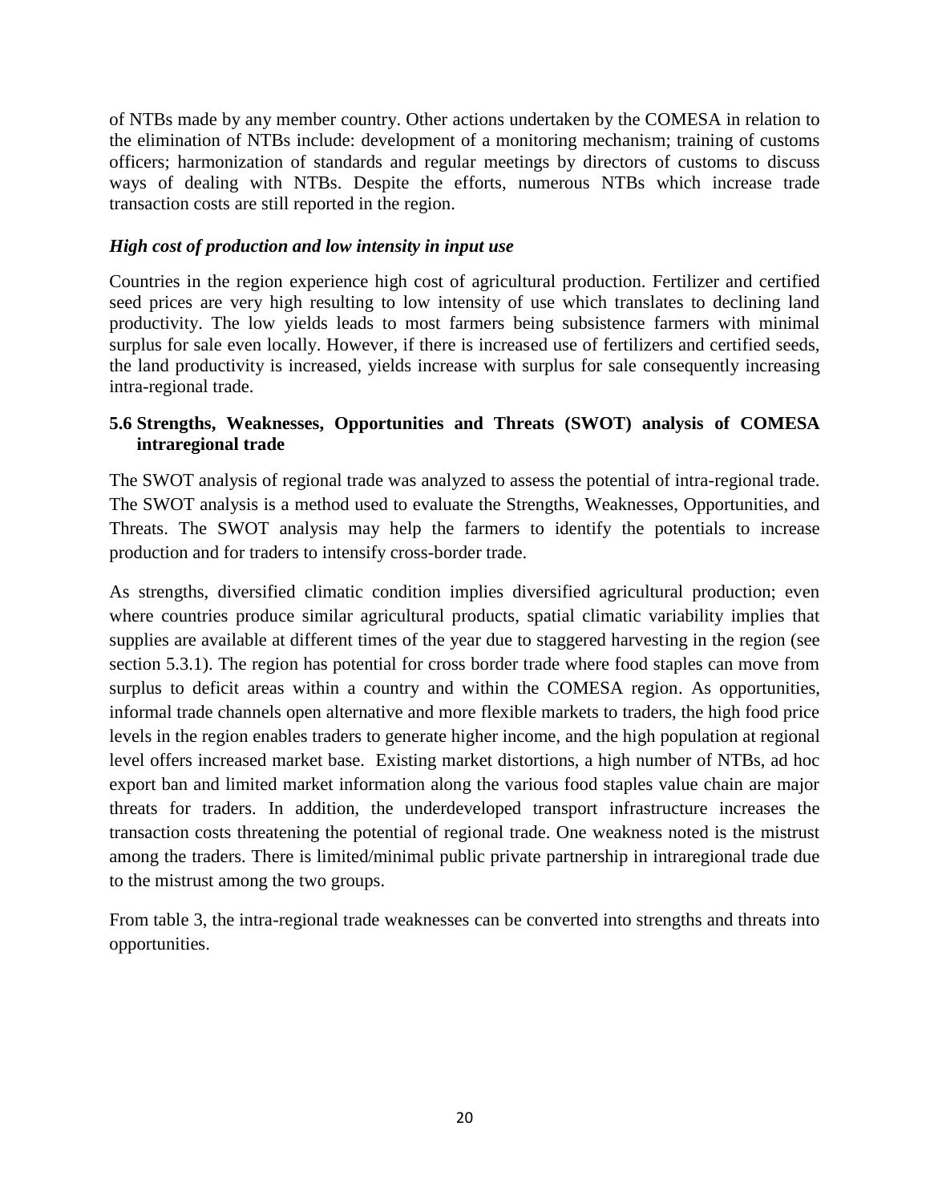of NTBs made by any member country. Other actions undertaken by the COMESA in relation to the elimination of NTBs include: development of a monitoring mechanism; training of customs officers; harmonization of standards and regular meetings by directors of customs to discuss ways of dealing with NTBs. Despite the efforts, numerous NTBs which increase trade transaction costs are still reported in the region.

### *High cost of production and low intensity in input use*

Countries in the region experience high cost of agricultural production. Fertilizer and certified seed prices are very high resulting to low intensity of use which translates to declining land productivity. The low yields leads to most farmers being subsistence farmers with minimal surplus for sale even locally. However, if there is increased use of fertilizers and certified seeds, the land productivity is increased, yields increase with surplus for sale consequently increasing intra-regional trade.

## 5.6 Strengths, Weaknesses, Opportunities and Threats (SWOT) analysis of COMESA intraregional trade

The SWOT analysis of regional trade was analyzed to assess the potential of intra-regional trade. The SWOT analysis is a method used to evaluate the Strengths, Weaknesses, Opportunities, and Threats. The SWOT analysis may help the farmers to identify the potentials to increase production and for traders to intensify cross-border trade.

As strengths, diversified climatic condition implies diversified agricultural production; even where countries produce similar agricultural products, spatial climatic variability implies that supplies are available at different times of the year due to staggered harvesting in the region (see section 5.3.1). The region has potential for cross border trade where food staples can move from surplus to deficit areas within a country and within the COMESA region. As opportunities, informal trade channels open alternative and more flexible markets to traders, the high food price levels in the region enables traders to generate higher income, and the high population at regional level offers increased market base. Existing market distortions, a high number of NTBs, ad hoc export ban and limited market information along the various food staples value chain are major threats for traders. In addition, the underdeveloped transport infrastructure increases the transaction costs threatening the potential of regional trade. One weakness noted is the mistrust among the traders. There is limited/minimal public private partnership in intraregional trade due to the mistrust among the two groups.

From table 3, the intra-regional trade weaknesses can be converted into strengths and threats into opportunities.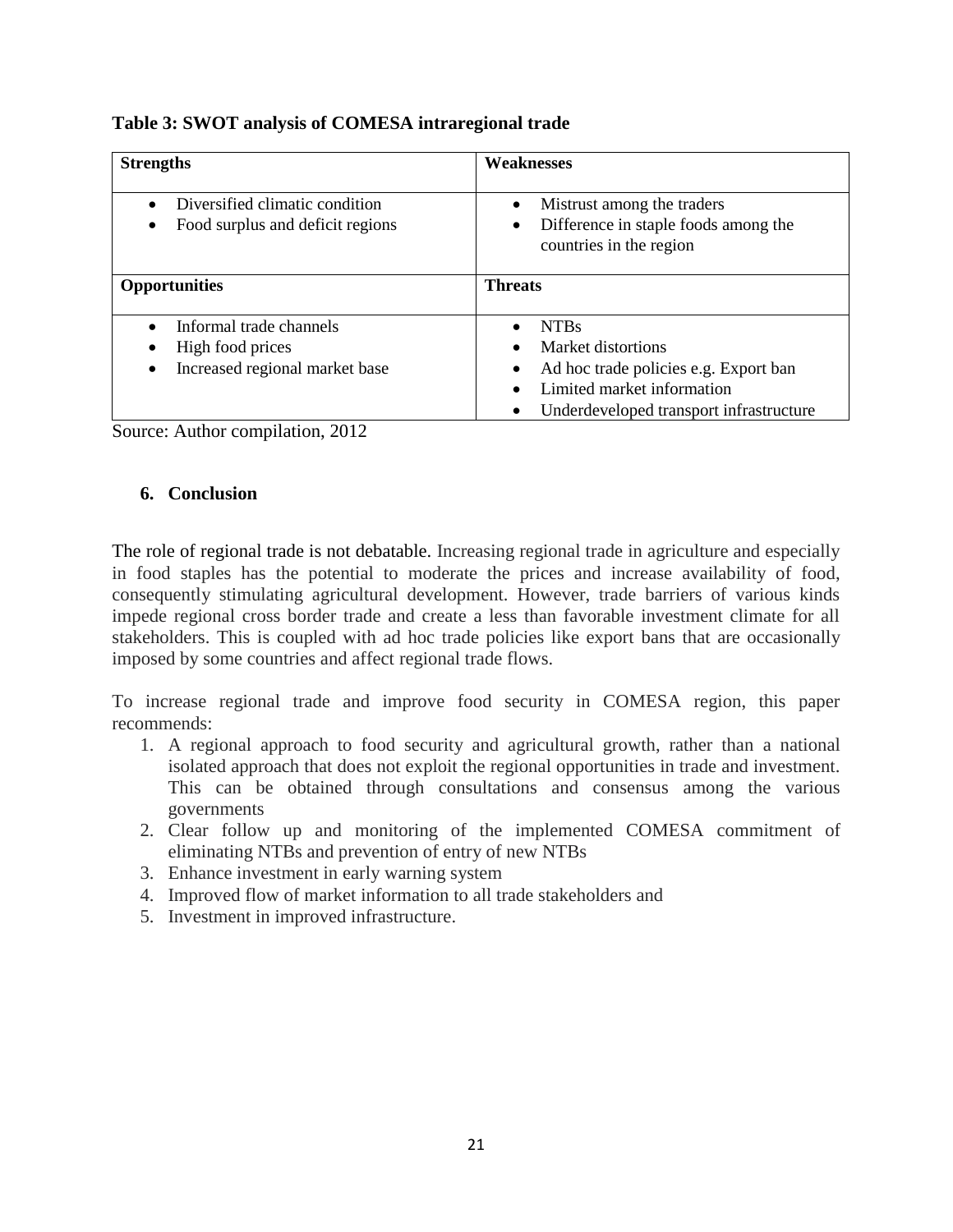**Table 3: SWOT analysis of COMESA intraregional trade**

| Strengths | Weaknesses |
|---|---|
| • Diversified climatic condition<br>• Food surplus and deficit regions | • Mistrust among the traders<br>• Difference in staple foods among the countries in the region |
| **Opportunities** | **Threats** |
| • Informal trade channels<br>• High food prices<br>• Increased regional market base | • NTBs<br>• Market distortions<br>• Ad hoc trade policies e.g. Export ban<br>• Limited market information<br>• Underdeveloped transport infrastructure |

Source: Author compilation, 2012

## 6. Conclusion

The role of regional trade is not debatable. Increasing regional trade in agriculture and especially in food staples has the potential to moderate the prices and increase availability of food, consequently stimulating agricultural development. However, trade barriers of various kinds impede regional cross border trade and create a less than favorable investment climate for all stakeholders. This is coupled with ad hoc trade policies like export bans that are occasionally imposed by some countries and affect regional trade flows.

To increase regional trade and improve food security in COMESA region, this paper recommends:

1. A regional approach to food security and agricultural growth, rather than a national isolated approach that does not exploit the regional opportunities in trade and investment. This can be obtained through consultations and consensus among the various governments
2. Clear follow up and monitoring of the implemented COMESA commitment of eliminating NTBs and prevention of entry of new NTBs
3. Enhance investment in early warning system
4. Improved flow of market information to all trade stakeholders and
5. Investment in improved infrastructure.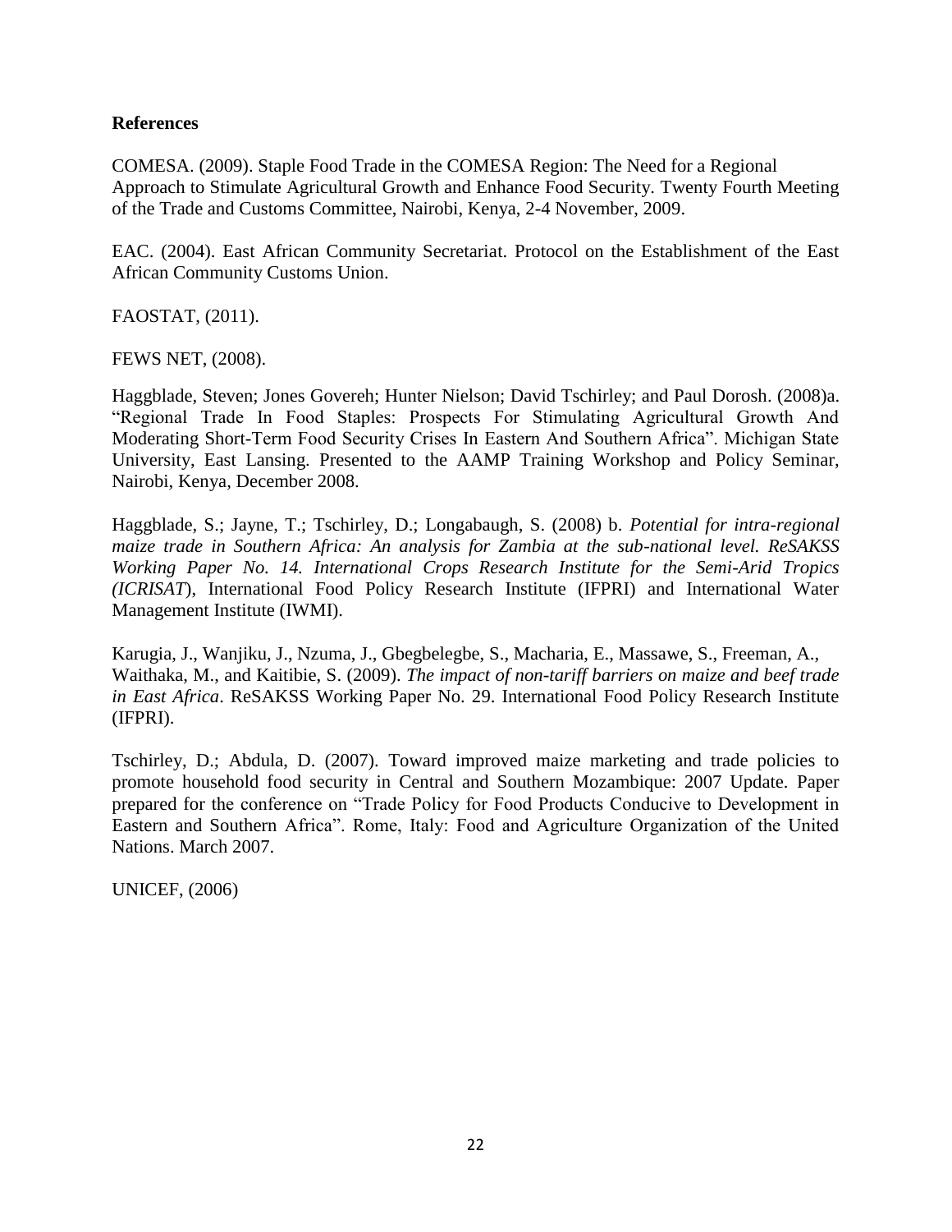**References**

COMESA. (2009). Staple Food Trade in the COMESA Region: The Need for a Regional Approach to Stimulate Agricultural Growth and Enhance Food Security. Twenty Fourth Meeting of the Trade and Customs Committee, Nairobi, Kenya, 2-4 November, 2009.

EAC. (2004). East African Community Secretariat. Protocol on the Establishment of the East African Community Customs Union.

FAOSTAT, (2011).

FEWS NET, (2008).

Haggblade, Steven; Jones Govereh; Hunter Nielson; David Tschirley; and Paul Dorosh. (2008)a. "Regional Trade In Food Staples: Prospects For Stimulating Agricultural Growth And Moderating Short-Term Food Security Crises In Eastern And Southern Africa". Michigan State University, East Lansing. Presented to the AAMP Training Workshop and Policy Seminar, Nairobi, Kenya, December 2008.

Haggblade, S.; Jayne, T.; Tschirley, D.; Longabaugh, S. (2008) b. *Potential for intra-regional maize trade in Southern Africa: An analysis for Zambia at the sub-national level. ReSAKSS Working Paper No. 14. International Crops Research Institute for the Semi-Arid Tropics (ICRISAT*), International Food Policy Research Institute (IFPRI) and International Water Management Institute (IWMI).

Karugia, J., Wanjiku, J., Nzuma, J., Gbegbelegbe, S., Macharia, E., Massawe, S., Freeman, A., Waithaka, M., and Kaitibie, S. (2009). *The impact of non-tariff barriers on maize and beef trade in East Africa*. ReSAKSS Working Paper No. 29. International Food Policy Research Institute (IFPRI).

Tschirley, D.; Abdula, D. (2007). Toward improved maize marketing and trade policies to promote household food security in Central and Southern Mozambique: 2007 Update. Paper prepared for the conference on "Trade Policy for Food Products Conducive to Development in Eastern and Southern Africa". Rome, Italy: Food and Agriculture Organization of the United Nations. March 2007.

UNICEF, (2006)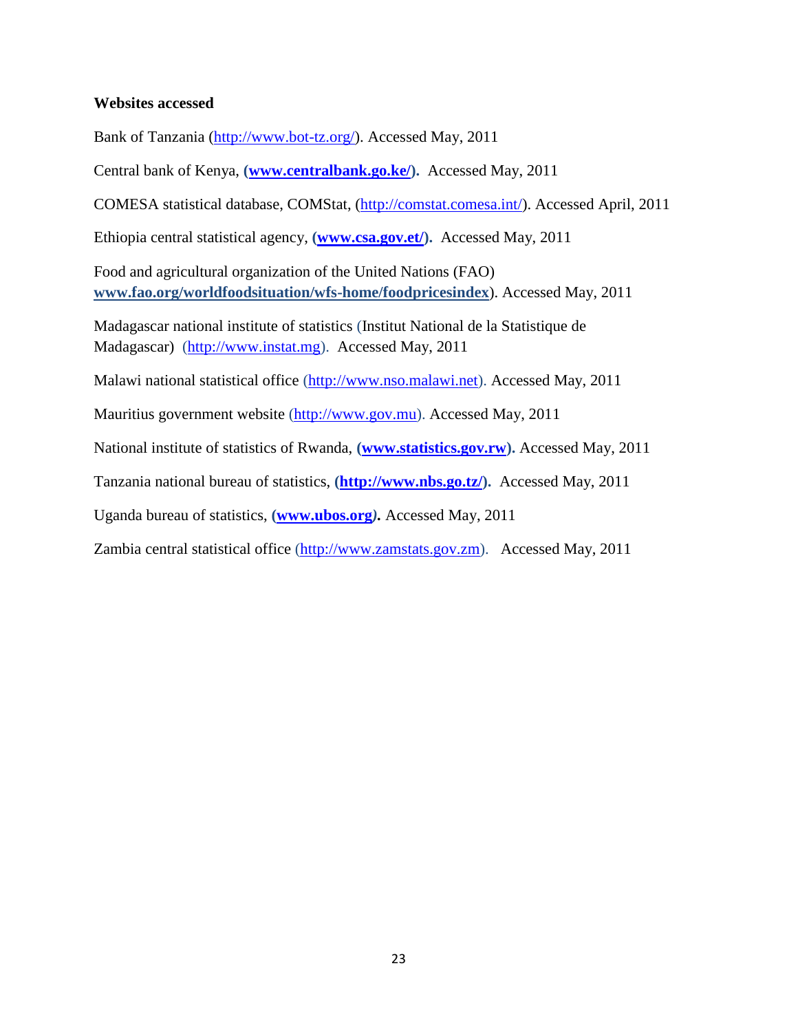**Websites accessed**

Bank of Tanzania (http://www.bot-tz.org/). Accessed May, 2011

Central bank of Kenya, (**www.centralbank.go.ke/**). Accessed May, 2011

COMESA statistical database, COMStat, (http://comstat.comesa.int/). Accessed April, 2011

Ethiopia central statistical agency, (**www.csa.gov.et/**). Accessed May, 2011

Food and agricultural organization of the United Nations (FAO) **www.fao.org/worldfoodsituation/wfs-home/foodpricesindex**). Accessed May, 2011

Madagascar national institute of statistics (Institut National de la Statistique de Madagascar) (http://www.instat.mg). Accessed May, 2011

Malawi national statistical office (http://www.nso.malawi.net). Accessed May, 2011

Mauritius government website (http://www.gov.mu). Accessed May, 2011

National institute of statistics of Rwanda, (**www.statistics.gov.rw**). Accessed May, 2011

Tanzania national bureau of statistics, (**http://www.nbs.go.tz/**). Accessed May, 2011

Uganda bureau of statistics, (**www.ubos.org**). Accessed May, 2011

Zambia central statistical office (http://www.zamstats.gov.zm). Accessed May, 2011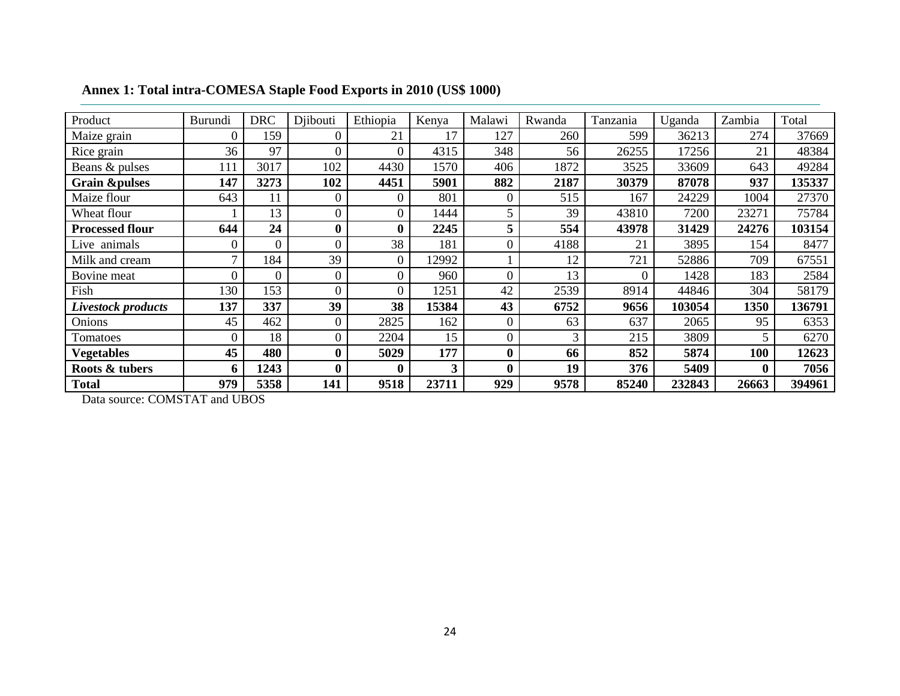**Annex 1: Total intra-COMESA Staple Food Exports in 2010 (US$ 1000)**

| Product | Burundi | DRC | Djibouti | Ethiopia | Kenya | Malawi | Rwanda | Tanzania | Uganda | Zambia | Total |
|---|---|---|---|---|---|---|---|---|---|---|---|
| Maize grain | 0 | 159 | 0 | 21 | 17 | 127 | 260 | 599 | 36213 | 274 | 37669 |
| Rice grain | 36 | 97 | 0 | 0 | 4315 | 348 | 56 | 26255 | 17256 | 21 | 48384 |
| Beans & pulses | 111 | 3017 | 102 | 4430 | 1570 | 406 | 1872 | 3525 | 33609 | 643 | 49284 |
| **Grain &pulses** | **147** | **3273** | **102** | **4451** | **5901** | **882** | **2187** | **30379** | **87078** | **937** | **135337** |
| Maize flour | 643 | 11 | 0 | 0 | 801 | 0 | 515 | 167 | 24229 | 1004 | 27370 |
| Wheat flour | 1 | 13 | 0 | 0 | 1444 | 5 | 39 | 43810 | 7200 | 23271 | 75784 |
| **Processed flour** | **644** | **24** | **0** | **0** | **2245** | **5** | **554** | **43978** | **31429** | **24276** | **103154** |
| Live animals | 0 | 0 | 0 | 38 | 181 | 0 | 4188 | 21 | 3895 | 154 | 8477 |
| Milk and cream | 7 | 184 | 39 | 0 | 12992 | 1 | 12 | 721 | 52886 | 709 | 67551 |
| Bovine meat | 0 | 0 | 0 | 0 | 960 | 0 | 13 | 0 | 1428 | 183 | 2584 |
| Fish | 130 | 153 | 0 | 0 | 1251 | 42 | 2539 | 8914 | 44846 | 304 | 58179 |
| ***Livestock products*** | **137** | **337** | **39** | **38** | **15384** | **43** | **6752** | **9656** | **103054** | **1350** | **136791** |
| Onions | 45 | 462 | 0 | 2825 | 162 | 0 | 63 | 637 | 2065 | 95 | 6353 |
| Tomatoes | 0 | 18 | 0 | 2204 | 15 | 0 | 3 | 215 | 3809 | 5 | 6270 |
| **Vegetables** | **45** | **480** | **0** | **5029** | **177** | **0** | **66** | **852** | **5874** | **100** | **12623** |
| **Roots & tubers** | **6** | **1243** | **0** | **0** | **3** | **0** | **19** | **376** | **5409** | **0** | **7056** |
| **Total** | **979** | **5358** | **141** | **9518** | **23711** | **929** | **9578** | **85240** | **232843** | **26663** | **394961** |

Data source: COMSTAT and UBOS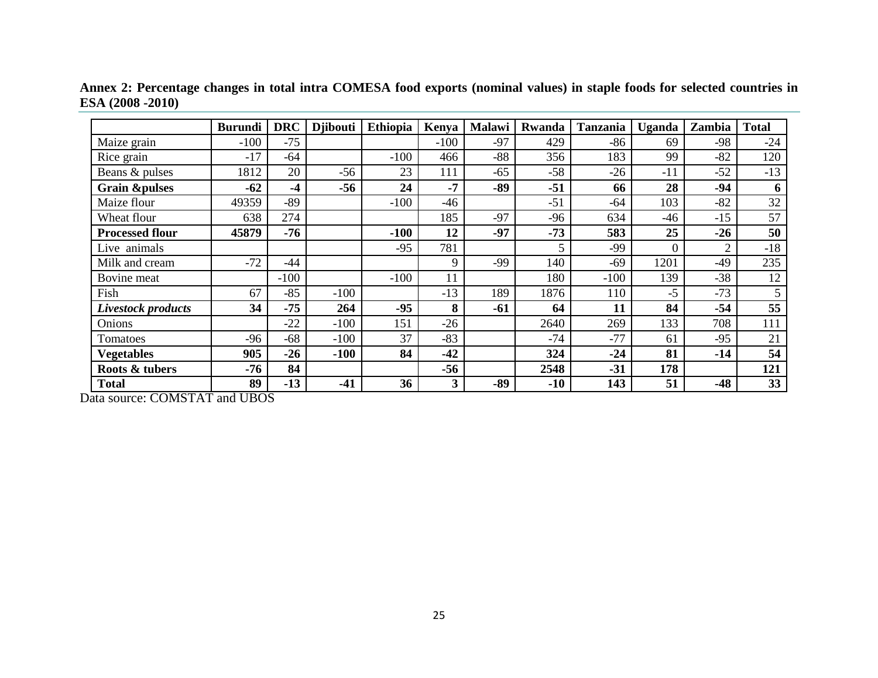**Annex 2: Percentage changes in total intra COMESA food exports (nominal values) in staple foods for selected countries in ESA (2008 -2010)**

| | Burundi | DRC | Djibouti | Ethiopia | Kenya | Malawi | Rwanda | Tanzania | Uganda | Zambia | Total |
|---|---|---|---|---|---|---|---|---|---|---|---|
| Maize grain | -100 | -75 | | | -100 | -97 | 429 | -86 | 69 | -98 | -24 |
| Rice grain | -17 | -64 | | -100 | 466 | -88 | 356 | 183 | 99 | -82 | 120 |
| Beans & pulses | 1812 | 20 | -56 | 23 | 111 | -65 | -58 | -26 | -11 | -52 | -13 |
| **Grain &pulses** | **-62** | **-4** | **-56** | **24** | **-7** | **-89** | **-51** | **66** | **28** | **-94** | **6** |
| Maize flour | 49359 | -89 | | -100 | -46 | | -51 | -64 | 103 | -82 | 32 |
| Wheat flour | 638 | 274 | | | 185 | -97 | -96 | 634 | -46 | -15 | 57 |
| **Processed flour** | **45879** | **-76** | | **-100** | **12** | **-97** | **-73** | **583** | **25** | **-26** | **50** |
| Live animals | | | | -95 | 781 | | 5 | -99 | 0 | 2 | -18 |
| Milk and cream | -72 | -44 | | | 9 | -99 | 140 | -69 | 1201 | -49 | 235 |
| Bovine meat | | -100 | | -100 | 11 | | 180 | -100 | 139 | -38 | 12 |
| Fish | 67 | -85 | -100 | | -13 | 189 | 1876 | 110 | -5 | -73 | 5 |
| ***Livestock products*** | **34** | **-75** | **264** | **-95** | **8** | **-61** | **64** | **11** | **84** | **-54** | **55** |
| Onions | | -22 | -100 | 151 | -26 | | 2640 | 269 | 133 | 708 | 111 |
| Tomatoes | -96 | -68 | -100 | 37 | -83 | | -74 | -77 | 61 | -95 | 21 |
| **Vegetables** | **905** | **-26** | **-100** | **84** | **-42** | | **324** | **-24** | **81** | **-14** | **54** |
| **Roots & tubers** | **-76** | **84** | | | **-56** | | **2548** | **-31** | **178** | | **121** |
| **Total** | **89** | **-13** | **-41** | **36** | **3** | **-89** | **-10** | **143** | **51** | **-48** | **33** |

Data source: COMSTAT and UBOS